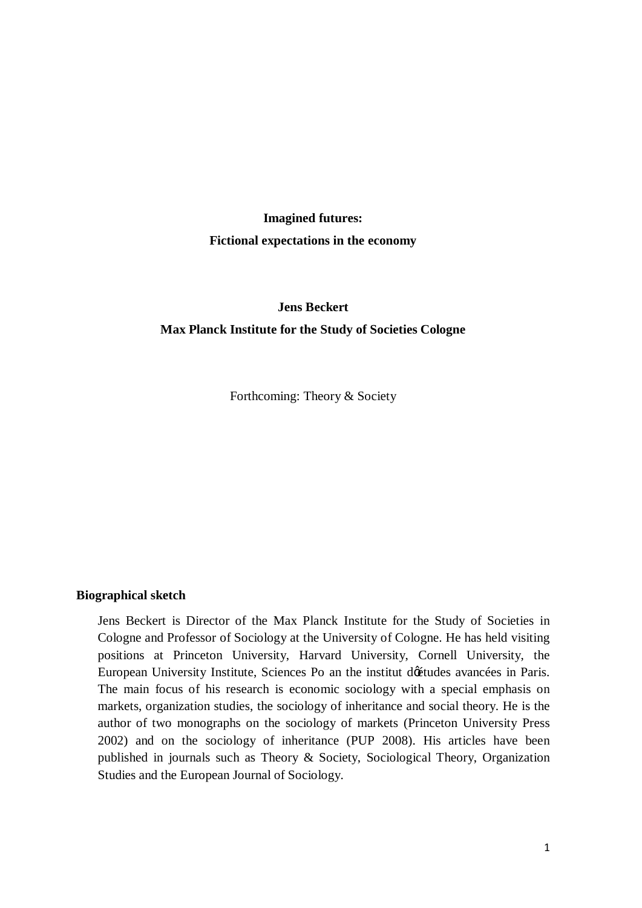**Imagined futures:**

**Fictional expectations in the economy**

**Jens Beckert**

**Max Planck Institute for the Study of Societies Cologne**

Forthcoming: Theory & Society

**Biographical sketch**

Jens Beckert is Director of the Max Planck Institute for the Study of Societies in Cologne and Professor of Sociology at the University of Cologne. He has held visiting positions at Princeton University, Harvard University, Cornell University, the European University Institute, Sciences Po an the institut d'études avancées in Paris. The main focus of his research is economic sociology with a special emphasis on markets, organization studies, the sociology of inheritance and social theory. He is the author of two monographs on the sociology of markets (Princeton University Press 2002) and on the sociology of inheritance (PUP 2008). His articles have been published in journals such as Theory & Society, Sociological Theory, Organization Studies and the European Journal of Sociology.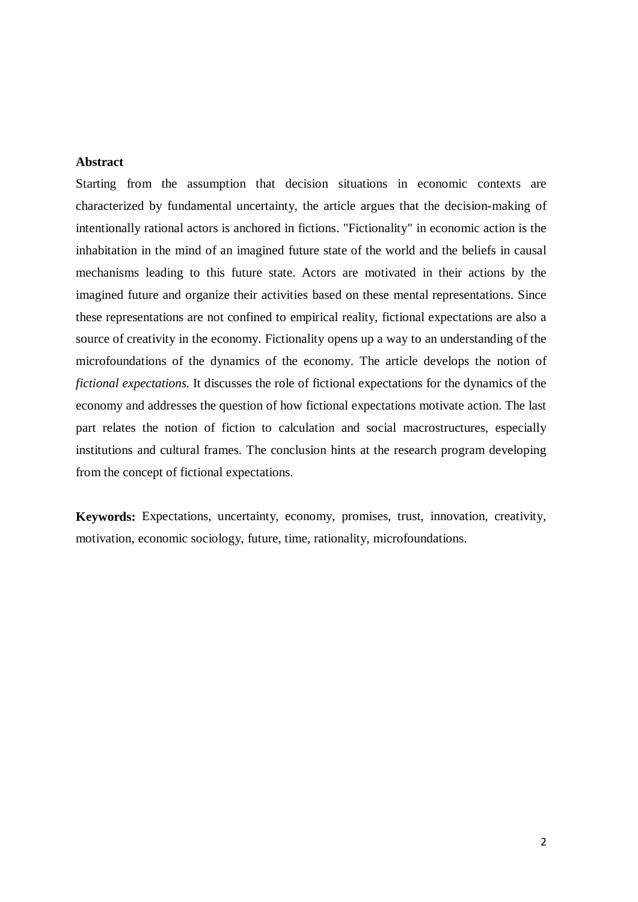**Abstract**

Starting from the assumption that decision situations in economic contexts are characterized by fundamental uncertainty, the article argues that the decision-making of intentionally rational actors is anchored in fictions. "Fictionality" in economic action is the inhabitation in the mind of an imagined future state of the world and the beliefs in causal mechanisms leading to this future state. Actors are motivated in their actions by the imagined future and organize their activities based on these mental representations. Since these representations are not confined to empirical reality, fictional expectations are also a source of creativity in the economy. Fictionality opens up a way to an understanding of the microfoundations of the dynamics of the economy. The article develops the notion of *fictional expectations*. It discusses the role of fictional expectations for the dynamics of the economy and addresses the question of how fictional expectations motivate action. The last part relates the notion of fiction to calculation and social macrostructures, especially institutions and cultural frames. The conclusion hints at the research program developing from the concept of fictional expectations.

**Keywords:** Expectations, uncertainty, economy, promises, trust, innovation, creativity, motivation, economic sociology, future, time, rationality, microfoundations.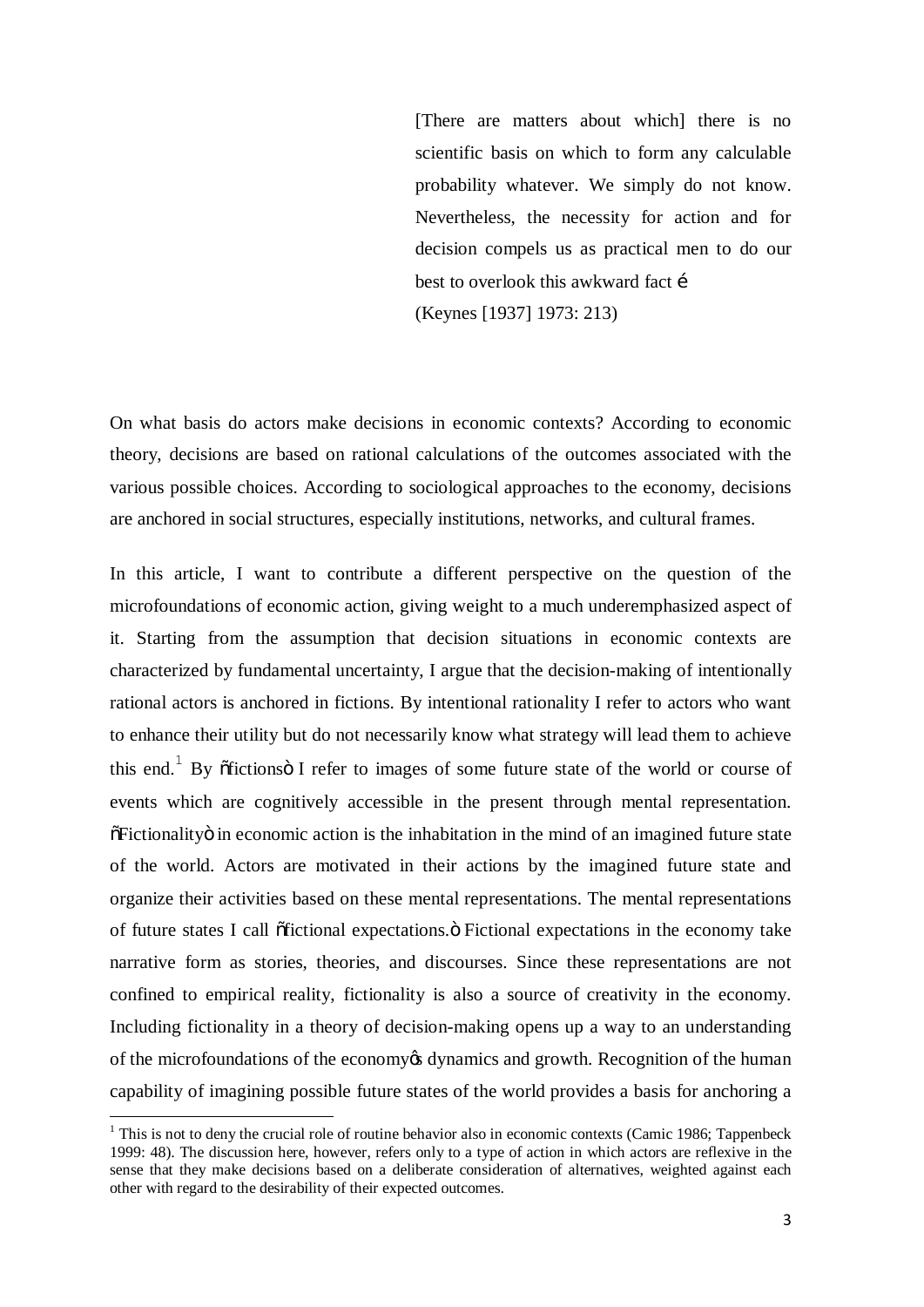> [There are matters about which] there is no scientific basis on which to form any calculable probability whatever. We simply do not know. Nevertheless, the necessity for action and for decision compels us as practical men to do our best to overlook this awkward fact …
> (Keynes [1937] 1973: 213)

On what basis do actors make decisions in economic contexts? According to economic theory, decisions are based on rational calculations of the outcomes associated with the various possible choices. According to sociological approaches to the economy, decisions are anchored in social structures, especially institutions, networks, and cultural frames.

In this article, I want to contribute a different perspective on the question of the microfoundations of economic action, giving weight to a much underemphasized aspect of it. Starting from the assumption that decision situations in economic contexts are characterized by fundamental uncertainty, I argue that the decision-making of intentionally rational actors is anchored in fictions. By intentional rationality I refer to actors who want to enhance their utility but do not necessarily know what strategy will lead them to achieve this end.[1] By "fictions" I refer to images of some future state of the world or course of events which are cognitively accessible in the present through mental representation. "Fictionality" in economic action is the inhabitation in the mind of an imagined future state of the world. Actors are motivated in their actions by the imagined future state and organize their activities based on these mental representations. The mental representations of future states I call "fictional expectations." Fictional expectations in the economy take narrative form as stories, theories, and discourses. Since these representations are not confined to empirical reality, fictionality is also a source of creativity in the economy. Including fictionality in a theory of decision-making opens up a way to an understanding of the microfoundations of the economy's dynamics and growth. Recognition of the human capability of imagining possible future states of the world provides a basis for anchoring a

[1] This is not to deny the crucial role of routine behavior also in economic contexts (Camic 1986; Tappenbeck 1999: 48). The discussion here, however, refers only to a type of action in which actors are reflexive in the sense that they make decisions based on a deliberate consideration of alternatives, weighted against each other with regard to the desirability of their expected outcomes.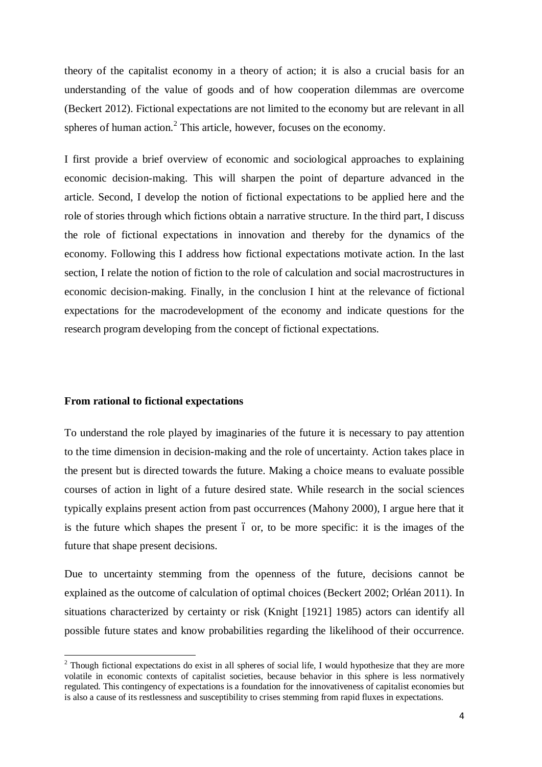theory of the capitalist economy in a theory of action; it is also a crucial basis for an understanding of the value of goods and of how cooperation dilemmas are overcome (Beckert 2012). Fictional expectations are not limited to the economy but are relevant in all spheres of human action.[2] This article, however, focuses on the economy.

I first provide a brief overview of economic and sociological approaches to explaining economic decision-making. This will sharpen the point of departure advanced in the article. Second, I develop the notion of fictional expectations to be applied here and the role of stories through which fictions obtain a narrative structure. In the third part, I discuss the role of fictional expectations in innovation and thereby for the dynamics of the economy. Following this I address how fictional expectations motivate action. In the last section, I relate the notion of fiction to the role of calculation and social macrostructures in economic decision-making. Finally, in the conclusion I hint at the relevance of fictional expectations for the macrodevelopment of the economy and indicate questions for the research program developing from the concept of fictional expectations.

## From rational to fictional expectations

To understand the role played by imaginaries of the future it is necessary to pay attention to the time dimension in decision-making and the role of uncertainty. Action takes place in the present but is directed towards the future. Making a choice means to evaluate possible courses of action in light of a future desired state. While research in the social sciences typically explains present action from past occurrences (Mahony 2000), I argue here that it is the future which shapes the present – or, to be more specific: it is the images of the future that shape present decisions.

Due to uncertainty stemming from the openness of the future, decisions cannot be explained as the outcome of calculation of optimal choices (Beckert 2002; Orléan 2011). In situations characterized by certainty or risk (Knight [1921] 1985) actors can identify all possible future states and know probabilities regarding the likelihood of their occurrence.

[2] Though fictional expectations do exist in all spheres of social life, I would hypothesize that they are more volatile in economic contexts of capitalist societies, because behavior in this sphere is less normatively regulated. This contingency of expectations is a foundation for the innovativeness of capitalist economies but is also a cause of its restlessness and susceptibility to crises stemming from rapid fluxes in expectations.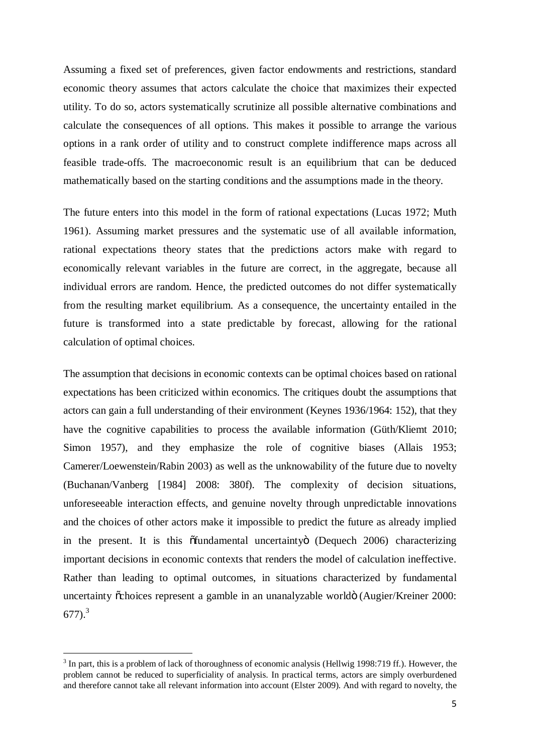Assuming a fixed set of preferences, given factor endowments and restrictions, standard economic theory assumes that actors calculate the choice that maximizes their expected utility. To do so, actors systematically scrutinize all possible alternative combinations and calculate the consequences of all options. This makes it possible to arrange the various options in a rank order of utility and to construct complete indifference maps across all feasible trade-offs. The macroeconomic result is an equilibrium that can be deduced mathematically based on the starting conditions and the assumptions made in the theory.

The future enters into this model in the form of rational expectations (Lucas 1972; Muth 1961). Assuming market pressures and the systematic use of all available information, rational expectations theory states that the predictions actors make with regard to economically relevant variables in the future are correct, in the aggregate, because all individual errors are random. Hence, the predicted outcomes do not differ systematically from the resulting market equilibrium. As a consequence, the uncertainty entailed in the future is transformed into a state predictable by forecast, allowing for the rational calculation of optimal choices.

The assumption that decisions in economic contexts can be optimal choices based on rational expectations has been criticized within economics. The critiques doubt the assumptions that actors can gain a full understanding of their environment (Keynes 1936/1964: 152), that they have the cognitive capabilities to process the available information (Güth/Kliemt 2010; Simon 1957), and they emphasize the role of cognitive biases (Allais 1953; Camerer/Loewenstein/Rabin 2003) as well as the unknowability of the future due to novelty (Buchanan/Vanberg [1984] 2008: 380f). The complexity of decision situations, unforeseeable interaction effects, and genuine novelty through unpredictable innovations and the choices of other actors make it impossible to predict the future as already implied in the present. It is this "fundamental uncertainty" (Dequech 2006) characterizing important decisions in economic contexts that renders the model of calculation ineffective. Rather than leading to optimal outcomes, in situations characterized by fundamental uncertainty "choices represent a gamble in an unanalyzable world" (Augier/Kreiner 2000: 677).[3]

[3] In part, this is a problem of lack of thoroughness of economic analysis (Hellwig 1998:719 ff.). However, the problem cannot be reduced to superficiality of analysis. In practical terms, actors are simply overburdened and therefore cannot take all relevant information into account (Elster 2009). And with regard to novelty, the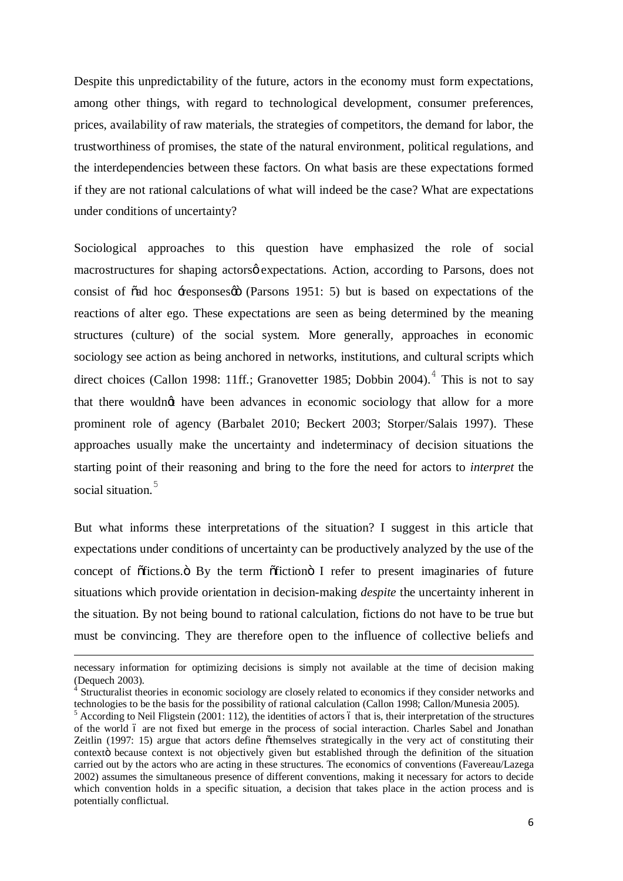Despite this unpredictability of the future, actors in the economy must form expectations, among other things, with regard to technological development, consumer preferences, prices, availability of raw materials, the strategies of competitors, the demand for labor, the trustworthiness of promises, the state of the natural environment, political regulations, and the interdependencies between these factors. On what basis are these expectations formed if they are not rational calculations of what will indeed be the case? What are expectations under conditions of uncertainty?

Sociological approaches to this question have emphasized the role of social macrostructures for shaping actors' expectations. Action, according to Parsons, does not consist of "ad hoc 'responses'" (Parsons 1951: 5) but is based on expectations of the reactions of alter ego. These expectations are seen as being determined by the meaning structures (culture) of the social system. More generally, approaches in economic sociology see action as being anchored in networks, institutions, and cultural scripts which direct choices (Callon 1998: 11ff.; Granovetter 1985; Dobbin 2004).[4] This is not to say that there wouldn't have been advances in economic sociology that allow for a more prominent role of agency (Barbalet 2010; Beckert 2003; Storper/Salais 1997). These approaches usually make the uncertainty and indeterminacy of decision situations the starting point of their reasoning and bring to the fore the need for actors to *interpret* the social situation.[5]

But what informs these interpretations of the situation? I suggest in this article that expectations under conditions of uncertainty can be productively analyzed by the use of the concept of "fictions." By the term "fiction" I refer to present imaginaries of future situations which provide orientation in decision-making *despite* the uncertainty inherent in the situation. By not being bound to rational calculation, fictions do not have to be true but must be convincing. They are therefore open to the influence of collective beliefs and

---

necessary information for optimizing decisions is simply not available at the time of decision making (Dequech 2003).

[4] Structuralist theories in economic sociology are closely related to economics if they consider networks and technologies to be the basis for the possibility of rational calculation (Callon 1998; Callon/Munesia 2005).

[5] According to Neil Fligstein (2001: 112), the identities of actors – that is, their interpretation of the structures of the world – are not fixed but emerge in the process of social interaction. Charles Sabel and Jonathan Zeitlin (1997: 15) argue that actors define "themselves strategically in the very act of constituting their context" because context is not objectively given but established through the definition of the situation carried out by the actors who are acting in these structures. The economics of conventions (Favereau/Lazega 2002) assumes the simultaneous presence of different conventions, making it necessary for actors to decide which convention holds in a specific situation, a decision that takes place in the action process and is potentially conflictual.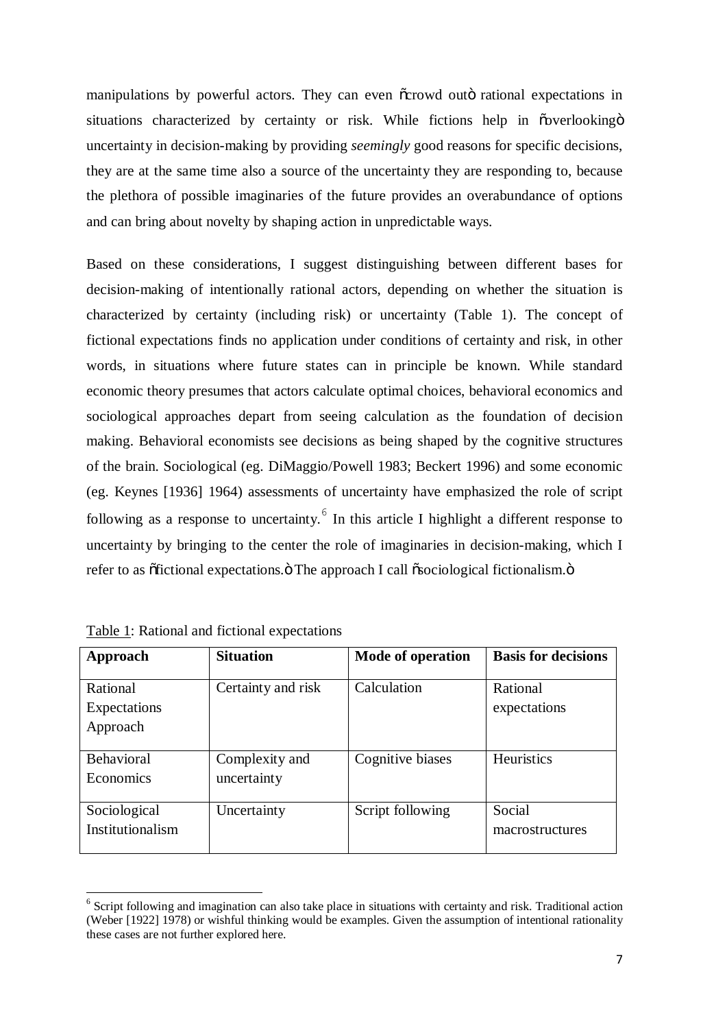manipulations by powerful actors. They can even "crowd out" rational expectations in situations characterized by certainty or risk. While fictions help in "overlooking" uncertainty in decision-making by providing *seemingly* good reasons for specific decisions, they are at the same time also a source of the uncertainty they are responding to, because the plethora of possible imaginaries of the future provides an overabundance of options and can bring about novelty by shaping action in unpredictable ways.

Based on these considerations, I suggest distinguishing between different bases for decision-making of intentionally rational actors, depending on whether the situation is characterized by certainty (including risk) or uncertainty (Table 1). The concept of fictional expectations finds no application under conditions of certainty and risk, in other words, in situations where future states can in principle be known. While standard economic theory presumes that actors calculate optimal choices, behavioral economics and sociological approaches depart from seeing calculation as the foundation of decision making. Behavioral economists see decisions as being shaped by the cognitive structures of the brain. Sociological (eg. DiMaggio/Powell 1983; Beckert 1996) and some economic (eg. Keynes [1936] 1964) assessments of uncertainty have emphasized the role of script following as a response to uncertainty.[6] In this article I highlight a different response to uncertainty by bringing to the center the role of imaginaries in decision-making, which I refer to as "fictional expectations." The approach I call "sociological fictionalism."

Table 1: Rational and fictional expectations

| Approach | Situation | Mode of operation | Basis for decisions |
| --- | --- | --- | --- |
| Rational Expectations Approach | Certainty and risk | Calculation | Rational expectations |
| Behavioral Economics | Complexity and uncertainty | Cognitive biases | Heuristics |
| Sociological Institutionalism | Uncertainty | Script following | Social macrostructures |

[6] Script following and imagination can also take place in situations with certainty and risk. Traditional action (Weber [1922] 1978) or wishful thinking would be examples. Given the assumption of intentional rationality these cases are not further explored here.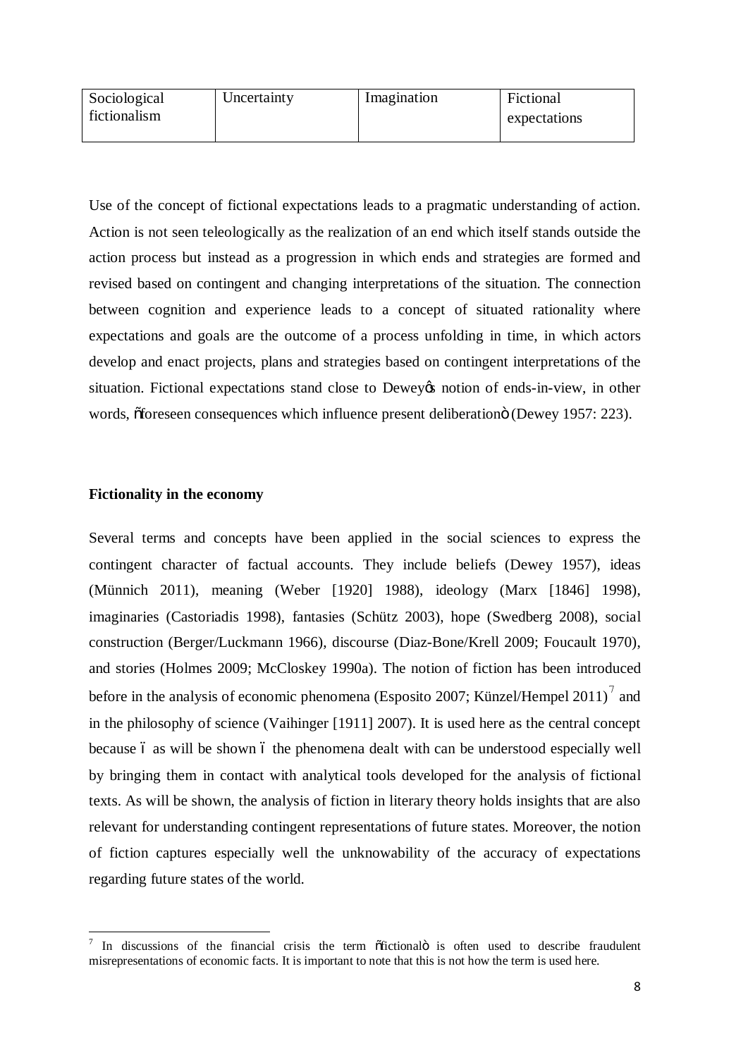| Sociological fictionalism | Uncertainty | Imagination | Fictional expectations |
|---|---|---|---|

Use of the concept of fictional expectations leads to a pragmatic understanding of action. Action is not seen teleologically as the realization of an end which itself stands outside the action process but instead as a progression in which ends and strategies are formed and revised based on contingent and changing interpretations of the situation. The connection between cognition and experience leads to a concept of situated rationality where expectations and goals are the outcome of a process unfolding in time, in which actors develop and enact projects, plans and strategies based on contingent interpretations of the situation. Fictional expectations stand close to Dewey's notion of ends-in-view, in other words, "foreseen consequences which influence present deliberation" (Dewey 1957: 223).

**Fictionality in the economy**

Several terms and concepts have been applied in the social sciences to express the contingent character of factual accounts. They include beliefs (Dewey 1957), ideas (Münnich 2011), meaning (Weber [1920] 1988), ideology (Marx [1846] 1998), imaginaries (Castoriadis 1998), fantasies (Schütz 2003), hope (Swedberg 2008), social construction (Berger/Luckmann 1966), discourse (Diaz-Bone/Krell 2009; Foucault 1970), and stories (Holmes 2009; McCloskey 1990a). The notion of fiction has been introduced before in the analysis of economic phenomena (Esposito 2007; Künzel/Hempel 2011)[7] and in the philosophy of science (Vaihinger [1911] 2007). It is used here as the central concept because – as will be shown – the phenomena dealt with can be understood especially well by bringing them in contact with analytical tools developed for the analysis of fictional texts. As will be shown, the analysis of fiction in literary theory holds insights that are also relevant for understanding contingent representations of future states. Moreover, the notion of fiction captures especially well the unknowability of the accuracy of expectations regarding future states of the world.

[7] In discussions of the financial crisis the term "fictional" is often used to describe fraudulent misrepresentations of economic facts. It is important to note that this is not how the term is used here.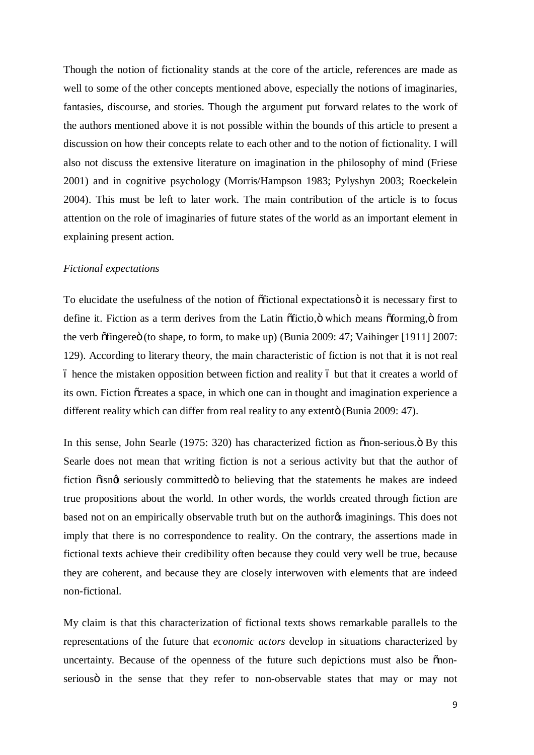Though the notion of fictionality stands at the core of the article, references are made as well to some of the other concepts mentioned above, especially the notions of imaginaries, fantasies, discourse, and stories. Though the argument put forward relates to the work of the authors mentioned above it is not possible within the bounds of this article to present a discussion on how their concepts relate to each other and to the notion of fictionality. I will also not discuss the extensive literature on imagination in the philosophy of mind (Friese 2001) and in cognitive psychology (Morris/Hampson 1983; Pylyshyn 2003; Roeckelein 2004). This must be left to later work. The main contribution of the article is to focus attention on the role of imaginaries of future states of the world as an important element in explaining present action.

*Fictional expectations*

To elucidate the usefulness of the notion of "fictional expectations" it is necessary first to define it. Fiction as a term derives from the Latin "fictio," which means "forming," from the verb "fingere" (to shape, to form, to make up) (Bunia 2009: 47; Vaihinger [1911] 2007: 129). According to literary theory, the main characteristic of fiction is not that it is not real – hence the mistaken opposition between fiction and reality – but that it creates a world of its own. Fiction "creates a space, in which one can in thought and imagination experience a different reality which can differ from real reality to any extent" (Bunia 2009: 47).

In this sense, John Searle (1975: 320) has characterized fiction as "non-serious." By this Searle does not mean that writing fiction is not a serious activity but that the author of fiction "isn't seriously committed" to believing that the statements he makes are indeed true propositions about the world. In other words, the worlds created through fiction are based not on an empirically observable truth but on the author's imaginings. This does not imply that there is no correspondence to reality. On the contrary, the assertions made in fictional texts achieve their credibility often because they could very well be true, because they are coherent, and because they are closely interwoven with elements that are indeed non-fictional.

My claim is that this characterization of fictional texts shows remarkable parallels to the representations of the future that *economic actors* develop in situations characterized by uncertainty. Because of the openness of the future such depictions must also be "non-serious" in the sense that they refer to non-observable states that may or may not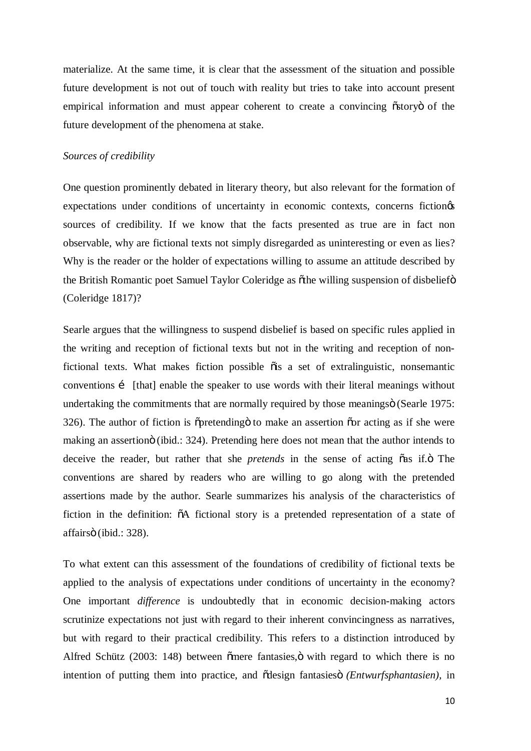materialize. At the same time, it is clear that the assessment of the situation and possible future development is not out of touch with reality but tries to take into account present empirical information and must appear coherent to create a convincing "story" of the future development of the phenomena at stake.

*Sources of credibility*

One question prominently debated in literary theory, but also relevant for the formation of expectations under conditions of uncertainty in economic contexts, concerns fiction's sources of credibility. If we know that the facts presented as true are in fact non observable, why are fictional texts not simply disregarded as uninteresting or even as lies? Why is the reader or the holder of expectations willing to assume an attitude described by the British Romantic poet Samuel Taylor Coleridge as "the willing suspension of disbelief" (Coleridge 1817)?

Searle argues that the willingness to suspend disbelief is based on specific rules applied in the writing and reception of fictional texts but not in the writing and reception of non-fictional texts. What makes fiction possible "is a set of extralinguistic, nonsemantic conventions … [that] enable the speaker to use words with their literal meanings without undertaking the commitments that are normally required by those meanings" (Searle 1975: 326). The author of fiction is "pretending" to make an assertion "or acting as if she were making an assertion" (ibid.: 324). Pretending here does not mean that the author intends to deceive the reader, but rather that she *pretends* in the sense of acting "as if." The conventions are shared by readers who are willing to go along with the pretended assertions made by the author. Searle summarizes his analysis of the characteristics of fiction in the definition: "A fictional story is a pretended representation of a state of affairs" (ibid.: 328).

To what extent can this assessment of the foundations of credibility of fictional texts be applied to the analysis of expectations under conditions of uncertainty in the economy? One important *difference* is undoubtedly that in economic decision-making actors scrutinize expectations not just with regard to their inherent convincingness as narratives, but with regard to their practical credibility. This refers to a distinction introduced by Alfred Schütz (2003: 148) between "mere fantasies," with regard to which there is no intention of putting them into practice, and "design fantasies" *(Entwurfsphantasien)*, in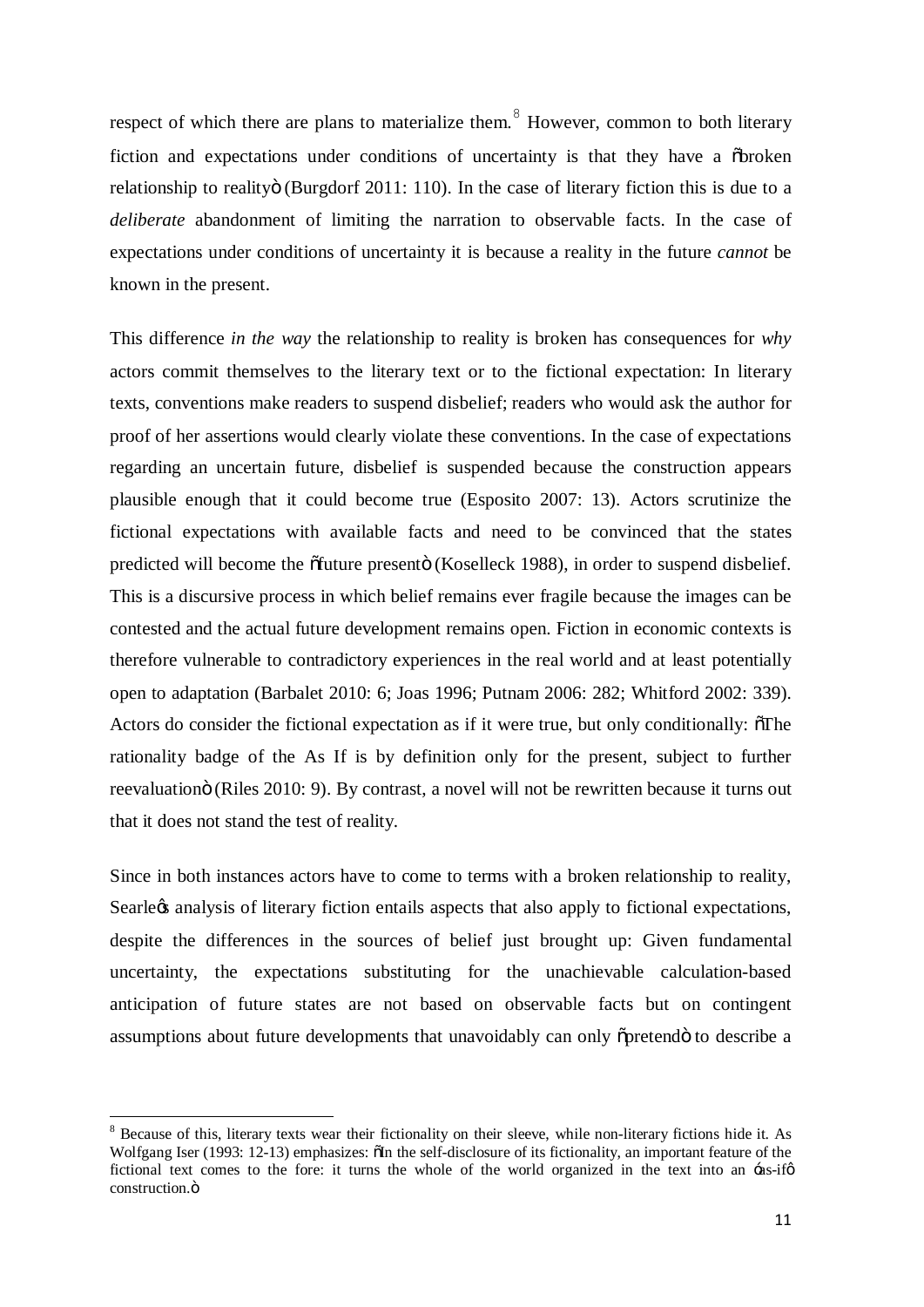respect of which there are plans to materialize them.[8] However, common to both literary fiction and expectations under conditions of uncertainty is that they have a "broken relationship to reality" (Burgdorf 2011: 110). In the case of literary fiction this is due to a *deliberate* abandonment of limiting the narration to observable facts. In the case of expectations under conditions of uncertainty it is because a reality in the future *cannot* be known in the present.

This difference *in the way* the relationship to reality is broken has consequences for *why* actors commit themselves to the literary text or to the fictional expectation: In literary texts, conventions make readers to suspend disbelief; readers who would ask the author for proof of her assertions would clearly violate these conventions. In the case of expectations regarding an uncertain future, disbelief is suspended because the construction appears plausible enough that it could become true (Esposito 2007: 13). Actors scrutinize the fictional expectations with available facts and need to be convinced that the states predicted will become the "future present" (Koselleck 1988), in order to suspend disbelief. This is a discursive process in which belief remains ever fragile because the images can be contested and the actual future development remains open. Fiction in economic contexts is therefore vulnerable to contradictory experiences in the real world and at least potentially open to adaptation (Barbalet 2010: 6; Joas 1996; Putnam 2006: 282; Whitford 2002: 339). Actors do consider the fictional expectation as if it were true, but only conditionally: "The rationality badge of the As If is by definition only for the present, subject to further reevaluation" (Riles 2010: 9). By contrast, a novel will not be rewritten because it turns out that it does not stand the test of reality.

Since in both instances actors have to come to terms with a broken relationship to reality, Searle's analysis of literary fiction entails aspects that also apply to fictional expectations, despite the differences in the sources of belief just brought up: Given fundamental uncertainty, the expectations substituting for the unachievable calculation-based anticipation of future states are not based on observable facts but on contingent assumptions about future developments that unavoidably can only "pretend" to describe a

[8] Because of this, literary texts wear their fictionality on their sleeve, while non-literary fictions hide it. As Wolfgang Iser (1993: 12-13) emphasizes: "In the self-disclosure of its fictionality, an important feature of the fictional text comes to the fore: it turns the whole of the world organized in the text into an 'as-if' construction."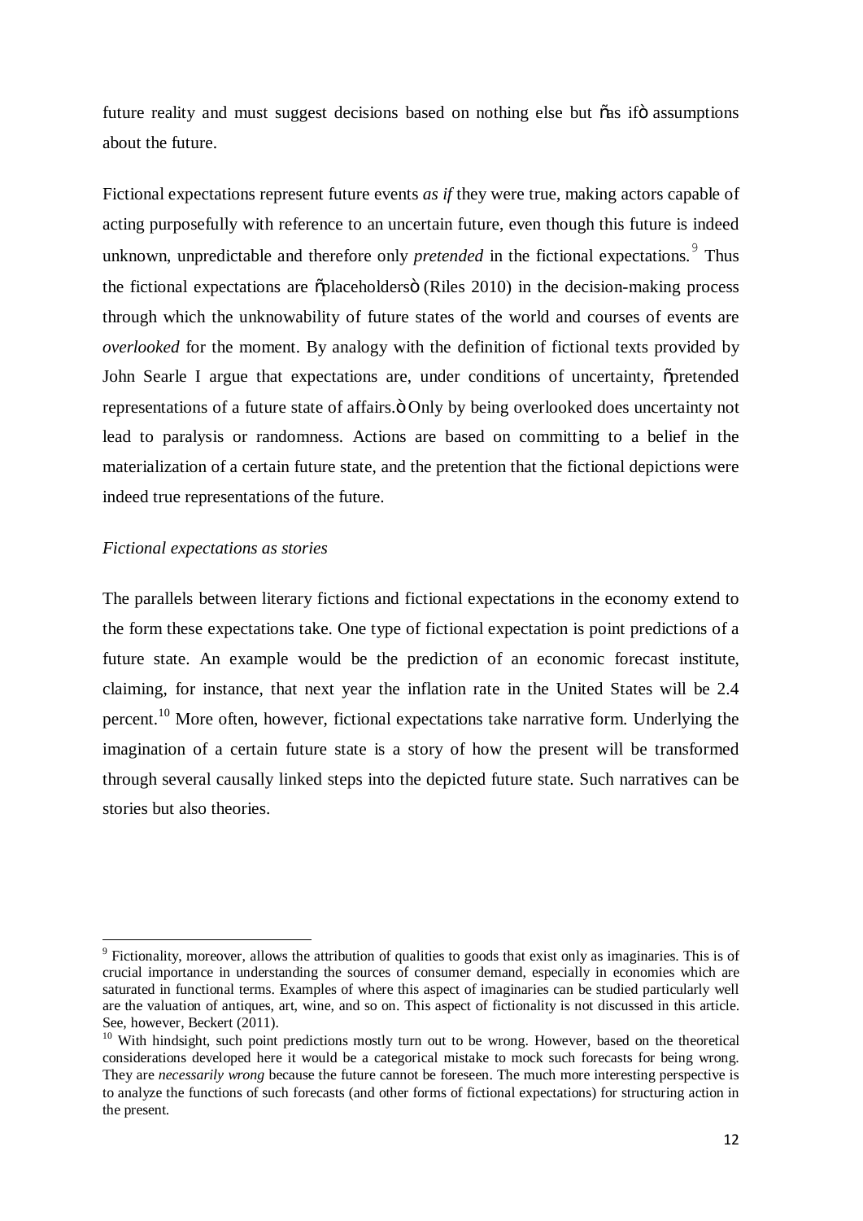future reality and must suggest decisions based on nothing else but "as if" assumptions about the future.

Fictional expectations represent future events *as if* they were true, making actors capable of acting purposefully with reference to an uncertain future, even though this future is indeed unknown, unpredictable and therefore only *pretended* in the fictional expectations.[9] Thus the fictional expectations are "placeholders" (Riles 2010) in the decision-making process through which the unknowability of future states of the world and courses of events are *overlooked* for the moment. By analogy with the definition of fictional texts provided by John Searle I argue that expectations are, under conditions of uncertainty, "pretended representations of a future state of affairs." Only by being overlooked does uncertainty not lead to paralysis or randomness. Actions are based on committing to a belief in the materialization of a certain future state, and the pretention that the fictional depictions were indeed true representations of the future.

*Fictional expectations as stories*

The parallels between literary fictions and fictional expectations in the economy extend to the form these expectations take. One type of fictional expectation is point predictions of a future state. An example would be the prediction of an economic forecast institute, claiming, for instance, that next year the inflation rate in the United States will be 2.4 percent.[10] More often, however, fictional expectations take narrative form. Underlying the imagination of a certain future state is a story of how the present will be transformed through several causally linked steps into the depicted future state. Such narratives can be stories but also theories.

---

[9] Fictionality, moreover, allows the attribution of qualities to goods that exist only as imaginaries. This is of crucial importance in understanding the sources of consumer demand, especially in economies which are saturated in functional terms. Examples of where this aspect of imaginaries can be studied particularly well are the valuation of antiques, art, wine, and so on. This aspect of fictionality is not discussed in this article. See, however, Beckert (2011).

[10] With hindsight, such point predictions mostly turn out to be wrong. However, based on the theoretical considerations developed here it would be a categorical mistake to mock such forecasts for being wrong. They are *necessarily wrong* because the future cannot be foreseen. The much more interesting perspective is to analyze the functions of such forecasts (and other forms of fictional expectations) for structuring action in the present.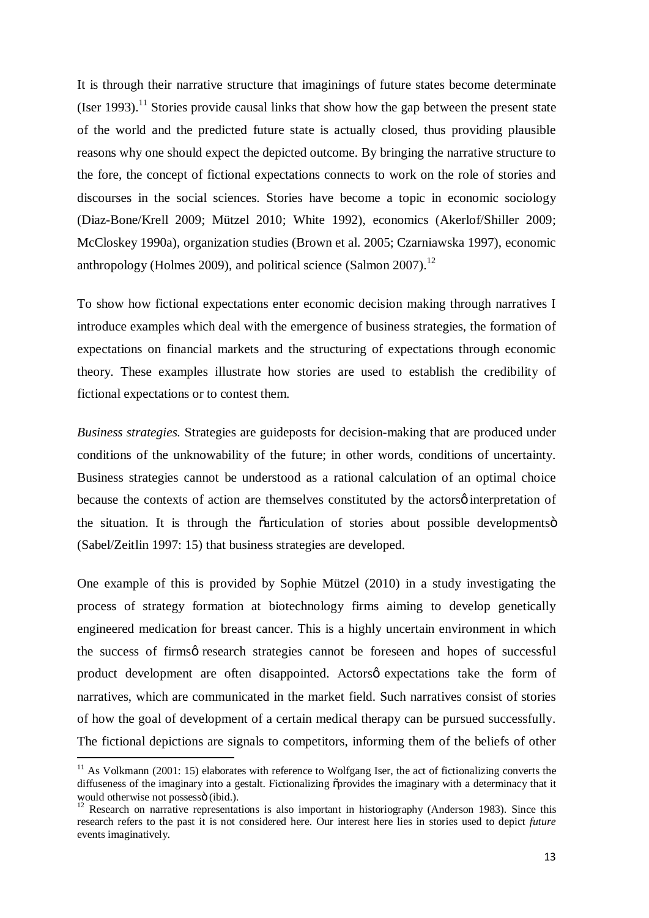It is through their narrative structure that imaginings of future states become determinate (Iser 1993).[11] Stories provide causal links that show how the gap between the present state of the world and the predicted future state is actually closed, thus providing plausible reasons why one should expect the depicted outcome. By bringing the narrative structure to the fore, the concept of fictional expectations connects to work on the role of stories and discourses in the social sciences. Stories have become a topic in economic sociology (Diaz-Bone/Krell 2009; Mützel 2010; White 1992), economics (Akerlof/Shiller 2009; McCloskey 1990a), organization studies (Brown et al. 2005; Czarniawska 1997), economic anthropology (Holmes 2009), and political science (Salmon 2007).[12]

To show how fictional expectations enter economic decision making through narratives I introduce examples which deal with the emergence of business strategies, the formation of expectations on financial markets and the structuring of expectations through economic theory. These examples illustrate how stories are used to establish the credibility of fictional expectations or to contest them.

*Business strategies.* Strategies are guideposts for decision-making that are produced under conditions of the unknowability of the future; in other words, conditions of uncertainty. Business strategies cannot be understood as a rational calculation of an optimal choice because the contexts of action are themselves constituted by the actors' interpretation of the situation. It is through the "articulation of stories about possible developments" (Sabel/Zeitlin 1997: 15) that business strategies are developed.

One example of this is provided by Sophie Mützel (2010) in a study investigating the process of strategy formation at biotechnology firms aiming to develop genetically engineered medication for breast cancer. This is a highly uncertain environment in which the success of firms' research strategies cannot be foreseen and hopes of successful product development are often disappointed. Actors' expectations take the form of narratives, which are communicated in the market field. Such narratives consist of stories of how the goal of development of a certain medical therapy can be pursued successfully. The fictional depictions are signals to competitors, informing them of the beliefs of other

[11] As Volkmann (2001: 15) elaborates with reference to Wolfgang Iser, the act of fictionalizing converts the diffuseness of the imaginary into a gestalt. Fictionalizing "provides the imaginary with a determinacy that it would otherwise not possess" (ibid.).

[12] Research on narrative representations is also important in historiography (Anderson 1983). Since this research refers to the past it is not considered here. Our interest here lies in stories used to depict *future* events imaginatively.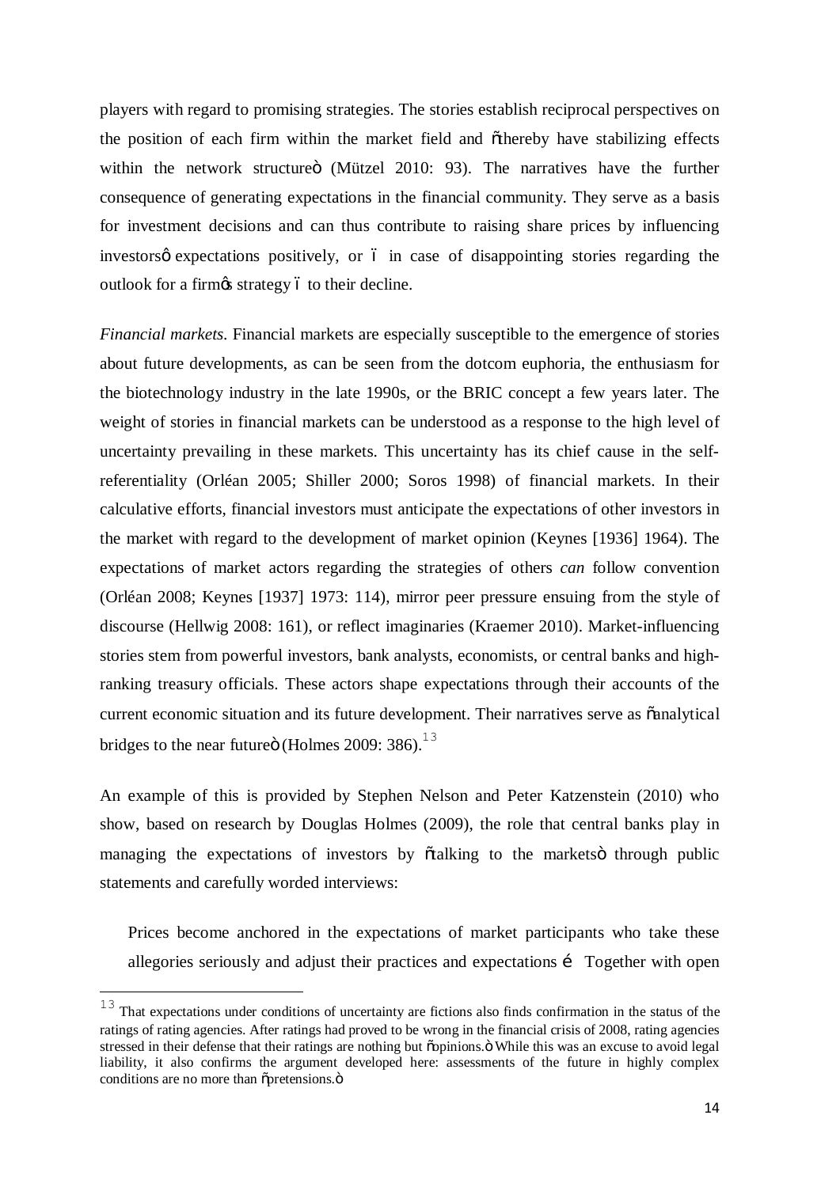players with regard to promising strategies. The stories establish reciprocal perspectives on the position of each firm within the market field and "thereby have stabilizing effects within the network structure" (Mützel 2010: 93). The narratives have the further consequence of generating expectations in the financial community. They serve as a basis for investment decisions and can thus contribute to raising share prices by influencing investors' expectations positively, or – in case of disappointing stories regarding the outlook for a firm's strategy – to their decline.

*Financial markets*. Financial markets are especially susceptible to the emergence of stories about future developments, as can be seen from the dotcom euphoria, the enthusiasm for the biotechnology industry in the late 1990s, or the BRIC concept a few years later. The weight of stories in financial markets can be understood as a response to the high level of uncertainty prevailing in these markets. This uncertainty has its chief cause in the self-referentiality (Orléan 2005; Shiller 2000; Soros 1998) of financial markets. In their calculative efforts, financial investors must anticipate the expectations of other investors in the market with regard to the development of market opinion (Keynes [1936] 1964). The expectations of market actors regarding the strategies of others *can* follow convention (Orléan 2008; Keynes [1937] 1973: 114), mirror peer pressure ensuing from the style of discourse (Hellwig 2008: 161), or reflect imaginaries (Kraemer 2010). Market-influencing stories stem from powerful investors, bank analysts, economists, or central banks and high-ranking treasury officials. These actors shape expectations through their accounts of the current economic situation and its future development. Their narratives serve as "analytical bridges to the near future" (Holmes 2009: 386).[13]

An example of this is provided by Stephen Nelson and Peter Katzenstein (2010) who show, based on research by Douglas Holmes (2009), the role that central banks play in managing the expectations of investors by "talking to the markets" through public statements and carefully worded interviews:

> Prices become anchored in the expectations of market participants who take these allegories seriously and adjust their practices and expectations … Together with open

[13] That expectations under conditions of uncertainty are fictions also finds confirmation in the status of the ratings of rating agencies. After ratings had proved to be wrong in the financial crisis of 2008, rating agencies stressed in their defense that their ratings are nothing but "opinions." While this was an excuse to avoid legal liability, it also confirms the argument developed here: assessments of the future in highly complex conditions are no more than "pretensions."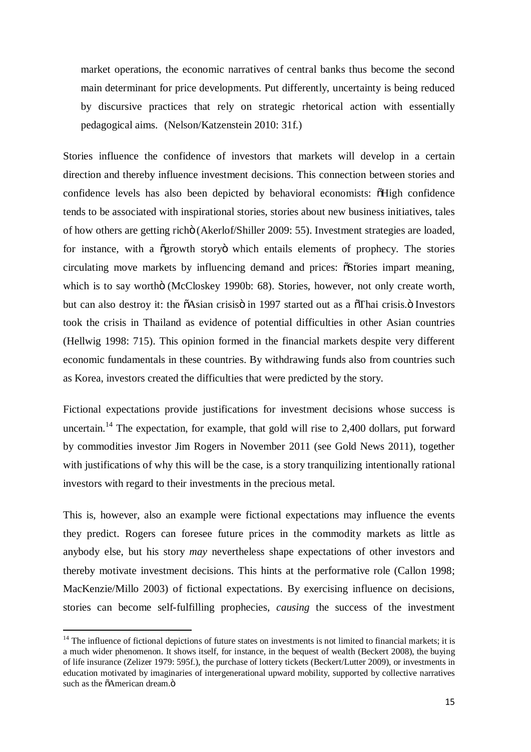> market operations, the economic narratives of central banks thus become the second main determinant for price developments. Put differently, uncertainty is being reduced by discursive practices that rely on strategic rhetorical action with essentially pedagogical aims. (Nelson/Katzenstein 2010: 31f.)

Stories influence the confidence of investors that markets will develop in a certain direction and thereby influence investment decisions. This connection between stories and confidence levels has also been depicted by behavioral economists: "High confidence tends to be associated with inspirational stories, stories about new business initiatives, tales of how others are getting rich" (Akerlof/Shiller 2009: 55). Investment strategies are loaded, for instance, with a "growth story" which entails elements of prophecy. The stories circulating move markets by influencing demand and prices: "Stories impart meaning, which is to say worth" (McCloskey 1990b: 68). Stories, however, not only create worth, but can also destroy it: the "Asian crisis" in 1997 started out as a "Thai crisis." Investors took the crisis in Thailand as evidence of potential difficulties in other Asian countries (Hellwig 1998: 715). This opinion formed in the financial markets despite very different economic fundamentals in these countries. By withdrawing funds also from countries such as Korea, investors created the difficulties that were predicted by the story.

Fictional expectations provide justifications for investment decisions whose success is uncertain.[14] The expectation, for example, that gold will rise to 2,400 dollars, put forward by commodities investor Jim Rogers in November 2011 (see Gold News 2011), together with justifications of why this will be the case, is a story tranquilizing intentionally rational investors with regard to their investments in the precious metal.

This is, however, also an example were fictional expectations may influence the events they predict. Rogers can foresee future prices in the commodity markets as little as anybody else, but his story *may* nevertheless shape expectations of other investors and thereby motivate investment decisions. This hints at the performative role (Callon 1998; MacKenzie/Millo 2003) of fictional expectations. By exercising influence on decisions, stories can become self-fulfilling prophecies, *causing* the success of the investment

---

[14] The influence of fictional depictions of future states on investments is not limited to financial markets; it is a much wider phenomenon. It shows itself, for instance, in the bequest of wealth (Beckert 2008), the buying of life insurance (Zelizer 1979: 595f.), the purchase of lottery tickets (Beckert/Lutter 2009), or investments in education motivated by imaginaries of intergenerational upward mobility, supported by collective narratives such as the "American dream."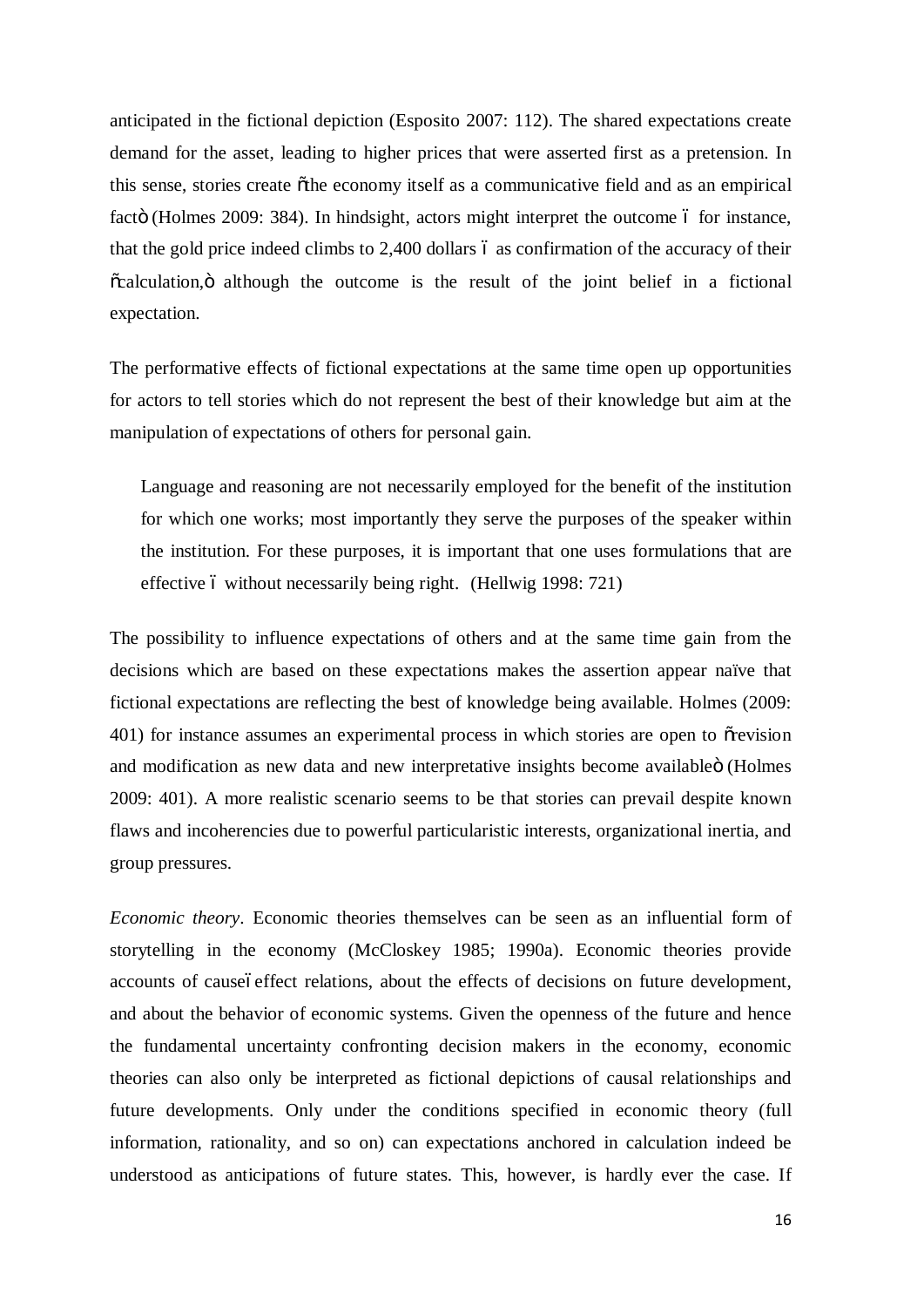anticipated in the fictional depiction (Esposito 2007: 112). The shared expectations create demand for the asset, leading to higher prices that were asserted first as a pretension. In this sense, stories create "the economy itself as a communicative field and as an empirical fact" (Holmes 2009: 384). In hindsight, actors might interpret the outcome – for instance, that the gold price indeed climbs to 2,400 dollars – as confirmation of the accuracy of their "calculation," although the outcome is the result of the joint belief in a fictional expectation.

The performative effects of fictional expectations at the same time open up opportunities for actors to tell stories which do not represent the best of their knowledge but aim at the manipulation of expectations of others for personal gain.

> Language and reasoning are not necessarily employed for the benefit of the institution for which one works; most importantly they serve the purposes of the speaker within the institution. For these purposes, it is important that one uses formulations that are effective – without necessarily being right. (Hellwig 1998: 721)

The possibility to influence expectations of others and at the same time gain from the decisions which are based on these expectations makes the assertion appear naïve that fictional expectations are reflecting the best of knowledge being available. Holmes (2009: 401) for instance assumes an experimental process in which stories are open to "revision and modification as new data and new interpretative insights become available" (Holmes 2009: 401). A more realistic scenario seems to be that stories can prevail despite known flaws and incoherencies due to powerful particularistic interests, organizational inertia, and group pressures.

*Economic theory*. Economic theories themselves can be seen as an influential form of storytelling in the economy (McCloskey 1985; 1990a). Economic theories provide accounts of cause–effect relations, about the effects of decisions on future development, and about the behavior of economic systems. Given the openness of the future and hence the fundamental uncertainty confronting decision makers in the economy, economic theories can also only be interpreted as fictional depictions of causal relationships and future developments. Only under the conditions specified in economic theory (full information, rationality, and so on) can expectations anchored in calculation indeed be understood as anticipations of future states. This, however, is hardly ever the case. If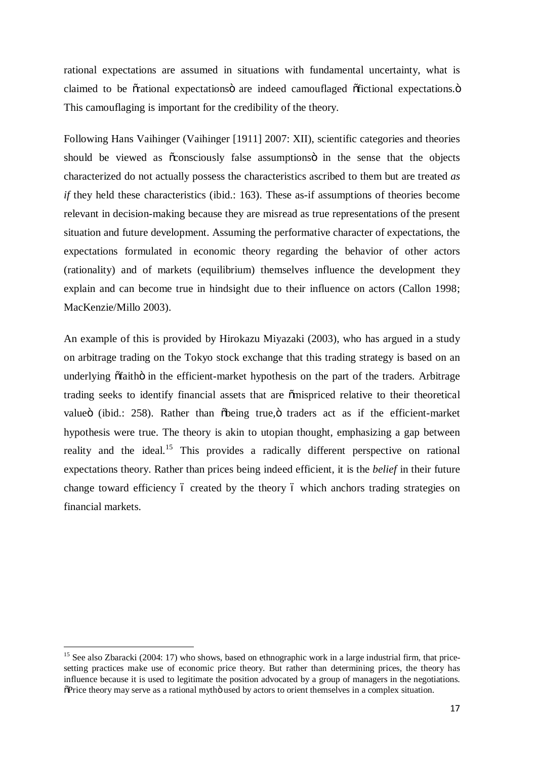rational expectations are assumed in situations with fundamental uncertainty, what is claimed to be "rational expectations" are indeed camouflaged "fictional expectations." This camouflaging is important for the credibility of the theory.

Following Hans Vaihinger (Vaihinger [1911] 2007: XII), scientific categories and theories should be viewed as "consciously false assumptions" in the sense that the objects characterized do not actually possess the characteristics ascribed to them but are treated *as if* they held these characteristics (ibid.: 163). These as-if assumptions of theories become relevant in decision-making because they are misread as true representations of the present situation and future development. Assuming the performative character of expectations, the expectations formulated in economic theory regarding the behavior of other actors (rationality) and of markets (equilibrium) themselves influence the development they explain and can become true in hindsight due to their influence on actors (Callon 1998; MacKenzie/Millo 2003).

An example of this is provided by Hirokazu Miyazaki (2003), who has argued in a study on arbitrage trading on the Tokyo stock exchange that this trading strategy is based on an underlying "faith" in the efficient-market hypothesis on the part of the traders. Arbitrage trading seeks to identify financial assets that are "mispriced relative to their theoretical value" (ibid.: 258). Rather than "being true," traders act as if the efficient-market hypothesis were true. The theory is akin to utopian thought, emphasizing a gap between reality and the ideal.[15] This provides a radically different perspective on rational expectations theory. Rather than prices being indeed efficient, it is the *belief* in their future change toward efficiency – created by the theory – which anchors trading strategies on financial markets.

---

[15] See also Zbaracki (2004: 17) who shows, based on ethnographic work in a large industrial firm, that price-setting practices make use of economic price theory. But rather than determining prices, the theory has influence because it is used to legitimate the position advocated by a group of managers in the negotiations. "Price theory may serve as a rational myth" used by actors to orient themselves in a complex situation.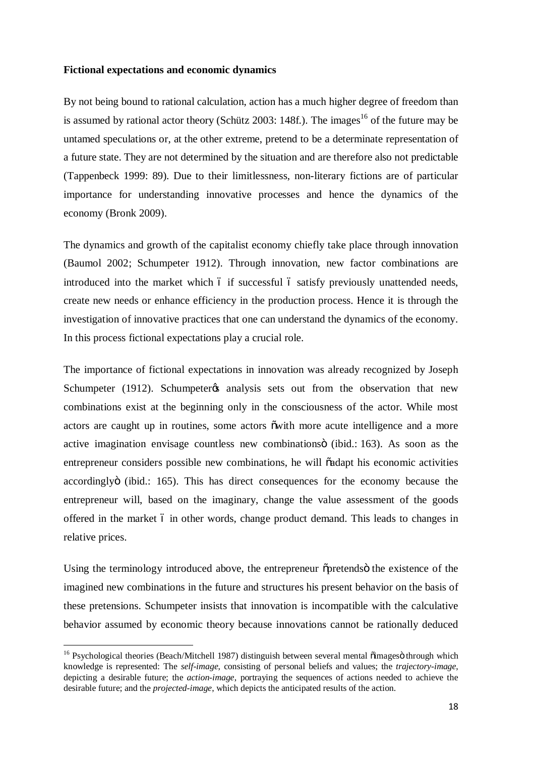**Fictional expectations and economic dynamics**

By not being bound to rational calculation, action has a much higher degree of freedom than is assumed by rational actor theory (Schütz 2003: 148f.). The images[16] of the future may be untamed speculations or, at the other extreme, pretend to be a determinate representation of a future state. They are not determined by the situation and are therefore also not predictable (Tappenbeck 1999: 89). Due to their limitlessness, non-literary fictions are of particular importance for understanding innovative processes and hence the dynamics of the economy (Bronk 2009).

The dynamics and growth of the capitalist economy chiefly take place through innovation (Baumol 2002; Schumpeter 1912). Through innovation, new factor combinations are introduced into the market which – if successful – satisfy previously unattended needs, create new needs or enhance efficiency in the production process. Hence it is through the investigation of innovative practices that one can understand the dynamics of the economy. In this process fictional expectations play a crucial role.

The importance of fictional expectations in innovation was already recognized by Joseph Schumpeter (1912). Schumpeter's analysis sets out from the observation that new combinations exist at the beginning only in the consciousness of the actor. While most actors are caught up in routines, some actors "with more acute intelligence and a more active imagination envisage countless new combinations" (ibid.: 163). As soon as the entrepreneur considers possible new combinations, he will "adapt his economic activities accordingly" (ibid.: 165). This has direct consequences for the economy because the entrepreneur will, based on the imaginary, change the value assessment of the goods offered in the market – in other words, change product demand. This leads to changes in relative prices.

Using the terminology introduced above, the entrepreneur "pretends" the existence of the imagined new combinations in the future and structures his present behavior on the basis of these pretensions. Schumpeter insists that innovation is incompatible with the calculative behavior assumed by economic theory because innovations cannot be rationally deduced

[16] Psychological theories (Beach/Mitchell 1987) distinguish between several mental "images" through which knowledge is represented: The *self-image*, consisting of personal beliefs and values; the *trajectory-image*, depicting a desirable future; the *action-image*, portraying the sequences of actions needed to achieve the desirable future; and the *projected-image*, which depicts the anticipated results of the action.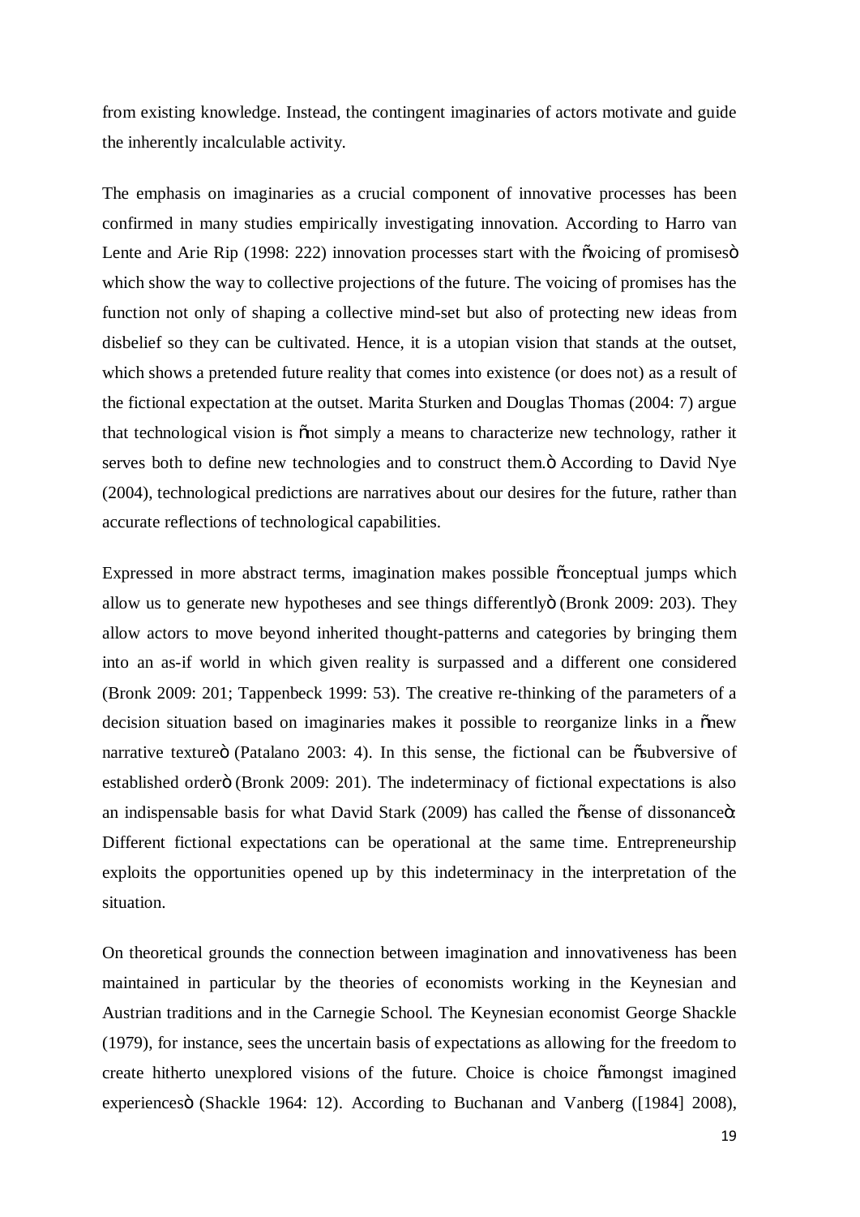from existing knowledge. Instead, the contingent imaginaries of actors motivate and guide the inherently incalculable activity.

The emphasis on imaginaries as a crucial component of innovative processes has been confirmed in many studies empirically investigating innovation. According to Harro van Lente and Arie Rip (1998: 222) innovation processes start with the "voicing of promises" which show the way to collective projections of the future. The voicing of promises has the function not only of shaping a collective mind-set but also of protecting new ideas from disbelief so they can be cultivated. Hence, it is a utopian vision that stands at the outset, which shows a pretended future reality that comes into existence (or does not) as a result of the fictional expectation at the outset. Marita Sturken and Douglas Thomas (2004: 7) argue that technological vision is "not simply a means to characterize new technology, rather it serves both to define new technologies and to construct them." According to David Nye (2004), technological predictions are narratives about our desires for the future, rather than accurate reflections of technological capabilities.

Expressed in more abstract terms, imagination makes possible "conceptual jumps which allow us to generate new hypotheses and see things differently" (Bronk 2009: 203). They allow actors to move beyond inherited thought-patterns and categories by bringing them into an as-if world in which given reality is surpassed and a different one considered (Bronk 2009: 201; Tappenbeck 1999: 53). The creative re-thinking of the parameters of a decision situation based on imaginaries makes it possible to reorganize links in a "new narrative texture" (Patalano 2003: 4). In this sense, the fictional can be "subversive of established order" (Bronk 2009: 201). The indeterminacy of fictional expectations is also an indispensable basis for what David Stark (2009) has called the "sense of dissonance": Different fictional expectations can be operational at the same time. Entrepreneurship exploits the opportunities opened up by this indeterminacy in the interpretation of the situation.

On theoretical grounds the connection between imagination and innovativeness has been maintained in particular by the theories of economists working in the Keynesian and Austrian traditions and in the Carnegie School. The Keynesian economist George Shackle (1979), for instance, sees the uncertain basis of expectations as allowing for the freedom to create hitherto unexplored visions of the future. Choice is choice "amongst imagined experiences" (Shackle 1964: 12). According to Buchanan and Vanberg ([1984] 2008),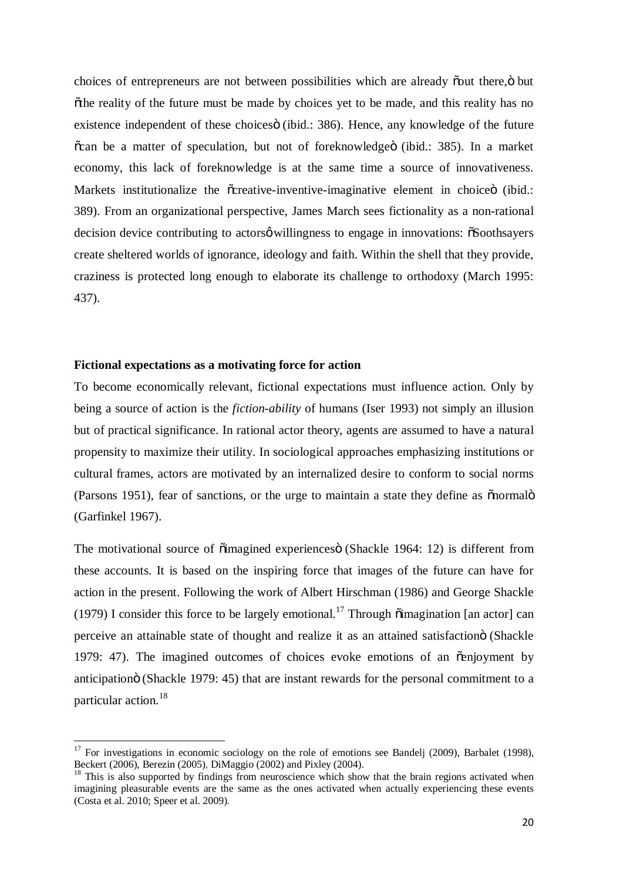choices of entrepreneurs are not between possibilities which are already "out there," but "the reality of the future must be made by choices yet to be made, and this reality has no existence independent of these choices" (ibid.: 386). Hence, any knowledge of the future "can be a matter of speculation, but not of foreknowledge" (ibid.: 385). In a market economy, this lack of foreknowledge is at the same time a source of innovativeness. Markets institutionalize the "creative-inventive-imaginative element in choice" (ibid.: 389). From an organizational perspective, James March sees fictionality as a non-rational decision device contributing to actors' willingness to engage in innovations: "Soothsayers create sheltered worlds of ignorance, ideology and faith. Within the shell that they provide, craziness is protected long enough to elaborate its challenge to orthodoxy (March 1995: 437).

**Fictional expectations as a motivating force for action**

To become economically relevant, fictional expectations must influence action. Only by being a source of action is the *fiction-ability* of humans (Iser 1993) not simply an illusion but of practical significance. In rational actor theory, agents are assumed to have a natural propensity to maximize their utility. In sociological approaches emphasizing institutions or cultural frames, actors are motivated by an internalized desire to conform to social norms (Parsons 1951), fear of sanctions, or the urge to maintain a state they define as "normal" (Garfinkel 1967).

The motivational source of "imagined experiences" (Shackle 1964: 12) is different from these accounts. It is based on the inspiring force that images of the future can have for action in the present. Following the work of Albert Hirschman (1986) and George Shackle (1979) I consider this force to be largely emotional.[17] Through "imagination [an actor] can perceive an attainable state of thought and realize it as an attained satisfaction" (Shackle 1979: 47). The imagined outcomes of choices evoke emotions of an "enjoyment by anticipation" (Shackle 1979: 45) that are instant rewards for the personal commitment to a particular action.[18]

[17] For investigations in economic sociology on the role of emotions see Bandelj (2009), Barbalet (1998), Beckert (2006), Berezin (2005), DiMaggio (2002) and Pixley (2004).

[18] This is also supported by findings from neuroscience which show that the brain regions activated when imagining pleasurable events are the same as the ones activated when actually experiencing these events (Costa et al. 2010; Speer et al. 2009).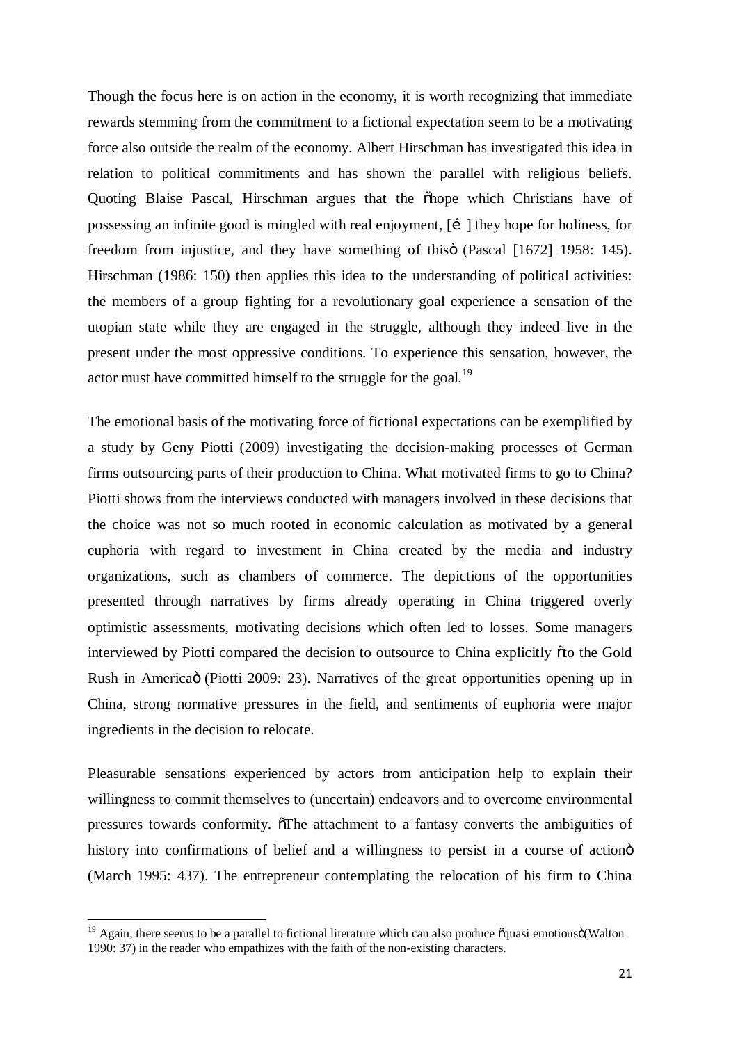Though the focus here is on action in the economy, it is worth recognizing that immediate rewards stemming from the commitment to a fictional expectation seem to be a motivating force also outside the realm of the economy. Albert Hirschman has investigated this idea in relation to political commitments and has shown the parallel with religious beliefs. Quoting Blaise Pascal, Hirschman argues that the "hope which Christians have of possessing an infinite good is mingled with real enjoyment, […] they hope for holiness, for freedom from injustice, and they have something of this" (Pascal [1672] 1958: 145). Hirschman (1986: 150) then applies this idea to the understanding of political activities: the members of a group fighting for a revolutionary goal experience a sensation of the utopian state while they are engaged in the struggle, although they indeed live in the present under the most oppressive conditions. To experience this sensation, however, the actor must have committed himself to the struggle for the goal.[19]

The emotional basis of the motivating force of fictional expectations can be exemplified by a study by Geny Piotti (2009) investigating the decision-making processes of German firms outsourcing parts of their production to China. What motivated firms to go to China? Piotti shows from the interviews conducted with managers involved in these decisions that the choice was not so much rooted in economic calculation as motivated by a general euphoria with regard to investment in China created by the media and industry organizations, such as chambers of commerce. The depictions of the opportunities presented through narratives by firms already operating in China triggered overly optimistic assessments, motivating decisions which often led to losses. Some managers interviewed by Piotti compared the decision to outsource to China explicitly "to the Gold Rush in America" (Piotti 2009: 23). Narratives of the great opportunities opening up in China, strong normative pressures in the field, and sentiments of euphoria were major ingredients in the decision to relocate.

Pleasurable sensations experienced by actors from anticipation help to explain their willingness to commit themselves to (uncertain) endeavors and to overcome environmental pressures towards conformity. "The attachment to a fantasy converts the ambiguities of history into confirmations of belief and a willingness to persist in a course of action" (March 1995: 437). The entrepreneur contemplating the relocation of his firm to China

[19] Again, there seems to be a parallel to fictional literature which can also produce "quasi emotions" (Walton 1990: 37) in the reader who empathizes with the faith of the non-existing characters.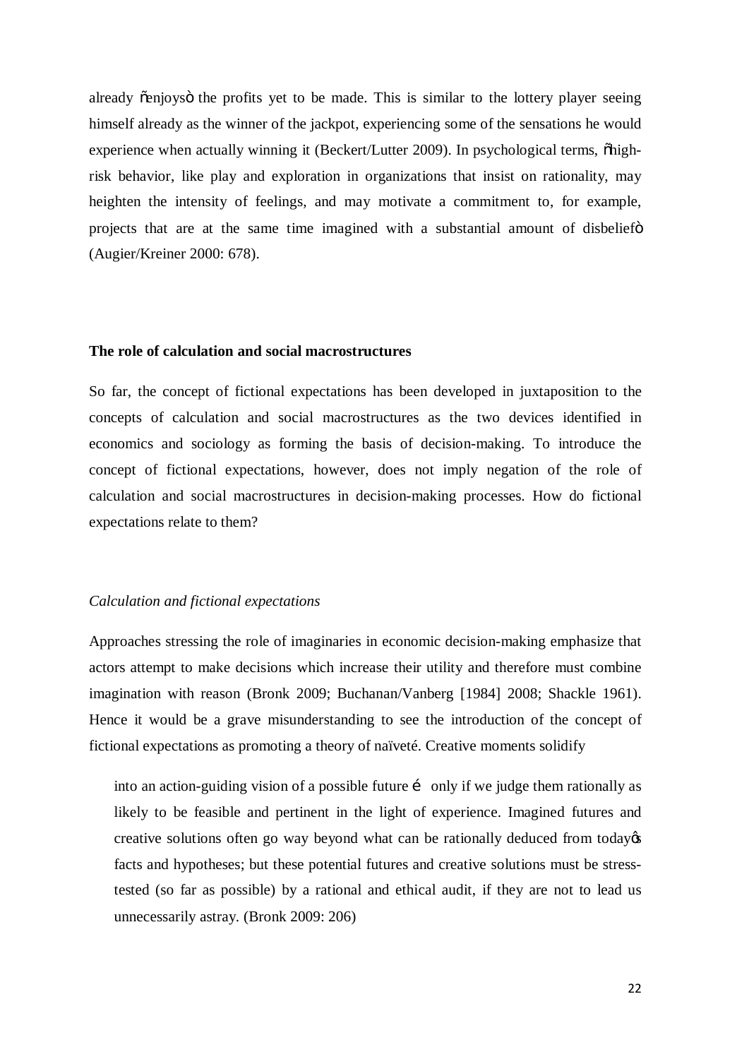already "enjoys" the profits yet to be made. This is similar to the lottery player seeing himself already as the winner of the jackpot, experiencing some of the sensations he would experience when actually winning it (Beckert/Lutter 2009). In psychological terms, "high-risk behavior, like play and exploration in organizations that insist on rationality, may heighten the intensity of feelings, and may motivate a commitment to, for example, projects that are at the same time imagined with a substantial amount of disbelief" (Augier/Kreiner 2000: 678).

## The role of calculation and social macrostructures

So far, the concept of fictional expectations has been developed in juxtaposition to the concepts of calculation and social macrostructures as the two devices identified in economics and sociology as forming the basis of decision-making. To introduce the concept of fictional expectations, however, does not imply negation of the role of calculation and social macrostructures in decision-making processes. How do fictional expectations relate to them?

### *Calculation and fictional expectations*

Approaches stressing the role of imaginaries in economic decision-making emphasize that actors attempt to make decisions which increase their utility and therefore must combine imagination with reason (Bronk 2009; Buchanan/Vanberg [1984] 2008; Shackle 1961). Hence it would be a grave misunderstanding to see the introduction of the concept of fictional expectations as promoting a theory of naïveté. Creative moments solidify

> into an action-guiding vision of a possible future … only if we judge them rationally as likely to be feasible and pertinent in the light of experience. Imagined futures and creative solutions often go way beyond what can be rationally deduced from today's facts and hypotheses; but these potential futures and creative solutions must be stress-tested (so far as possible) by a rational and ethical audit, if they are not to lead us unnecessarily astray. (Bronk 2009: 206)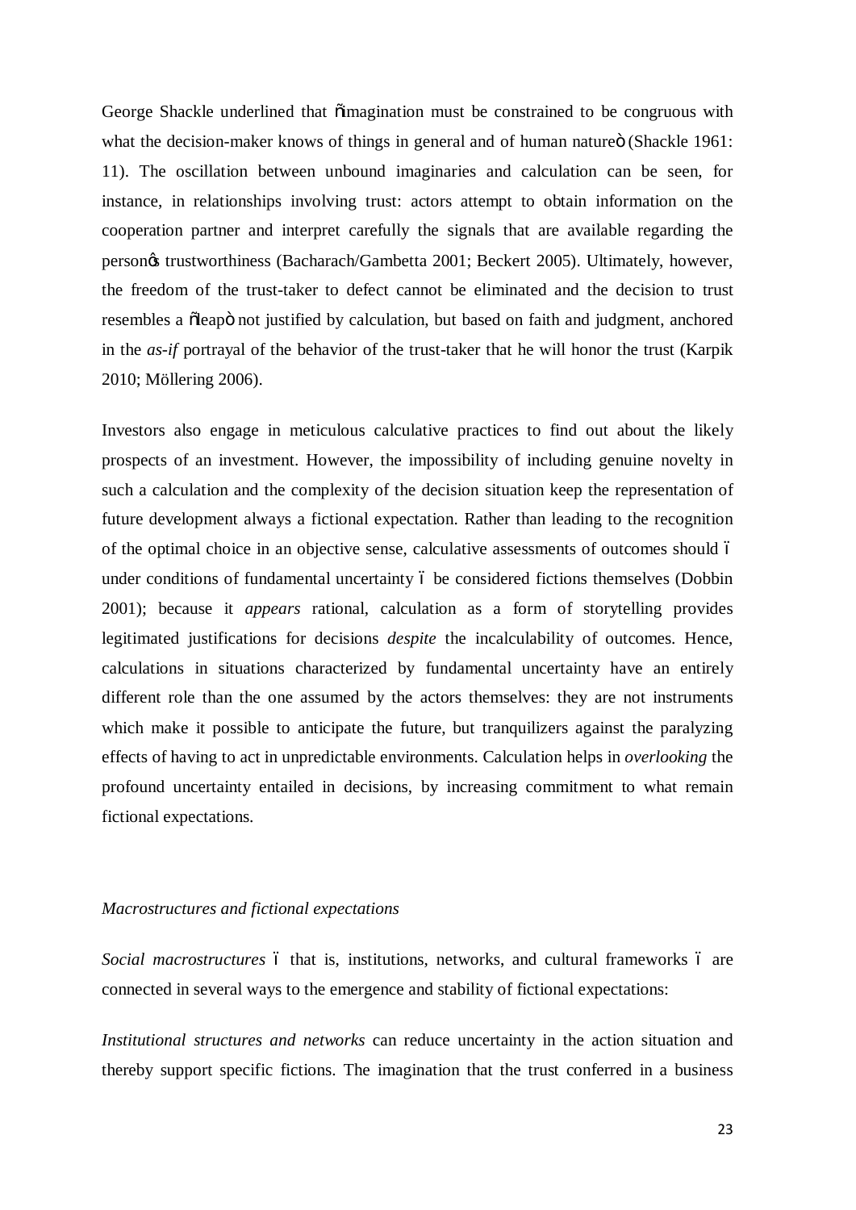George Shackle underlined that "imagination must be constrained to be congruous with what the decision-maker knows of things in general and of human nature" (Shackle 1961: 11). The oscillation between unbound imaginaries and calculation can be seen, for instance, in relationships involving trust: actors attempt to obtain information on the cooperation partner and interpret carefully the signals that are available regarding the person's trustworthiness (Bacharach/Gambetta 2001; Beckert 2005). Ultimately, however, the freedom of the trust-taker to defect cannot be eliminated and the decision to trust resembles a "leap" not justified by calculation, but based on faith and judgment, anchored in the *as-if* portrayal of the behavior of the trust-taker that he will honor the trust (Karpik 2010; Möllering 2006).

Investors also engage in meticulous calculative practices to find out about the likely prospects of an investment. However, the impossibility of including genuine novelty in such a calculation and the complexity of the decision situation keep the representation of future development always a fictional expectation. Rather than leading to the recognition of the optimal choice in an objective sense, calculative assessments of outcomes should – under conditions of fundamental uncertainty – be considered fictions themselves (Dobbin 2001); because it *appears* rational, calculation as a form of storytelling provides legitimated justifications for decisions *despite* the incalculability of outcomes. Hence, calculations in situations characterized by fundamental uncertainty have an entirely different role than the one assumed by the actors themselves: they are not instruments which make it possible to anticipate the future, but tranquilizers against the paralyzing effects of having to act in unpredictable environments. Calculation helps in *overlooking* the profound uncertainty entailed in decisions, by increasing commitment to what remain fictional expectations.

*Macrostructures and fictional expectations*

*Social macrostructures* – that is, institutions, networks, and cultural frameworks – are connected in several ways to the emergence and stability of fictional expectations:

*Institutional structures and networks* can reduce uncertainty in the action situation and thereby support specific fictions. The imagination that the trust conferred in a business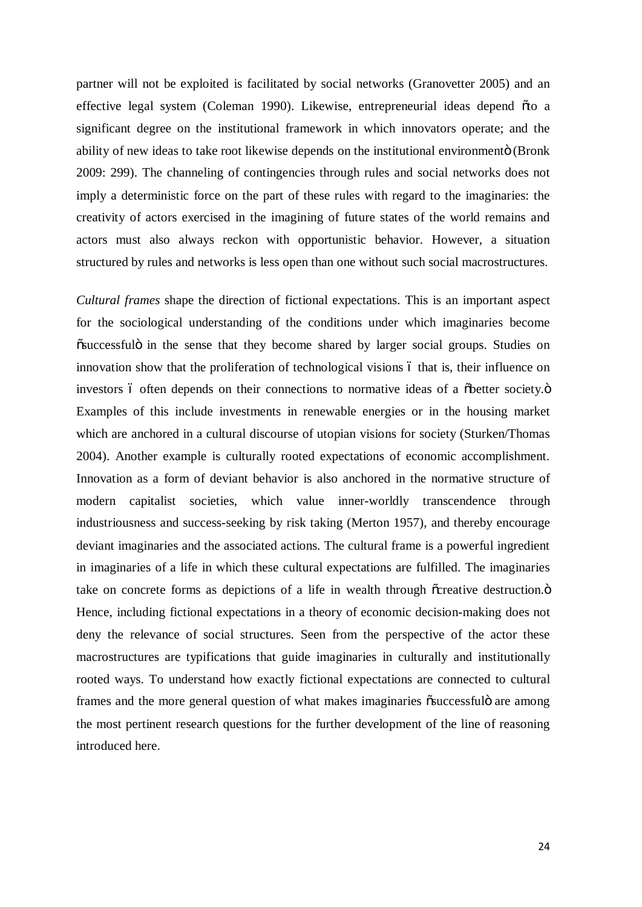partner will not be exploited is facilitated by social networks (Granovetter 2005) and an effective legal system (Coleman 1990). Likewise, entrepreneurial ideas depend "to a significant degree on the institutional framework in which innovators operate; and the ability of new ideas to take root likewise depends on the institutional environment" (Bronk 2009: 299). The channeling of contingencies through rules and social networks does not imply a deterministic force on the part of these rules with regard to the imaginaries: the creativity of actors exercised in the imagining of future states of the world remains and actors must also always reckon with opportunistic behavior. However, a situation structured by rules and networks is less open than one without such social macrostructures.

*Cultural frames* shape the direction of fictional expectations. This is an important aspect for the sociological understanding of the conditions under which imaginaries become "successful" in the sense that they become shared by larger social groups. Studies on innovation show that the proliferation of technological visions – that is, their influence on investors – often depends on their connections to normative ideas of a "better society." Examples of this include investments in renewable energies or in the housing market which are anchored in a cultural discourse of utopian visions for society (Sturken/Thomas 2004). Another example is culturally rooted expectations of economic accomplishment. Innovation as a form of deviant behavior is also anchored in the normative structure of modern capitalist societies, which value inner-worldly transcendence through industriousness and success-seeking by risk taking (Merton 1957), and thereby encourage deviant imaginaries and the associated actions. The cultural frame is a powerful ingredient in imaginaries of a life in which these cultural expectations are fulfilled. The imaginaries take on concrete forms as depictions of a life in wealth through "creative destruction." Hence, including fictional expectations in a theory of economic decision-making does not deny the relevance of social structures. Seen from the perspective of the actor these macrostructures are typifications that guide imaginaries in culturally and institutionally rooted ways. To understand how exactly fictional expectations are connected to cultural frames and the more general question of what makes imaginaries "successful" are among the most pertinent research questions for the further development of the line of reasoning introduced here.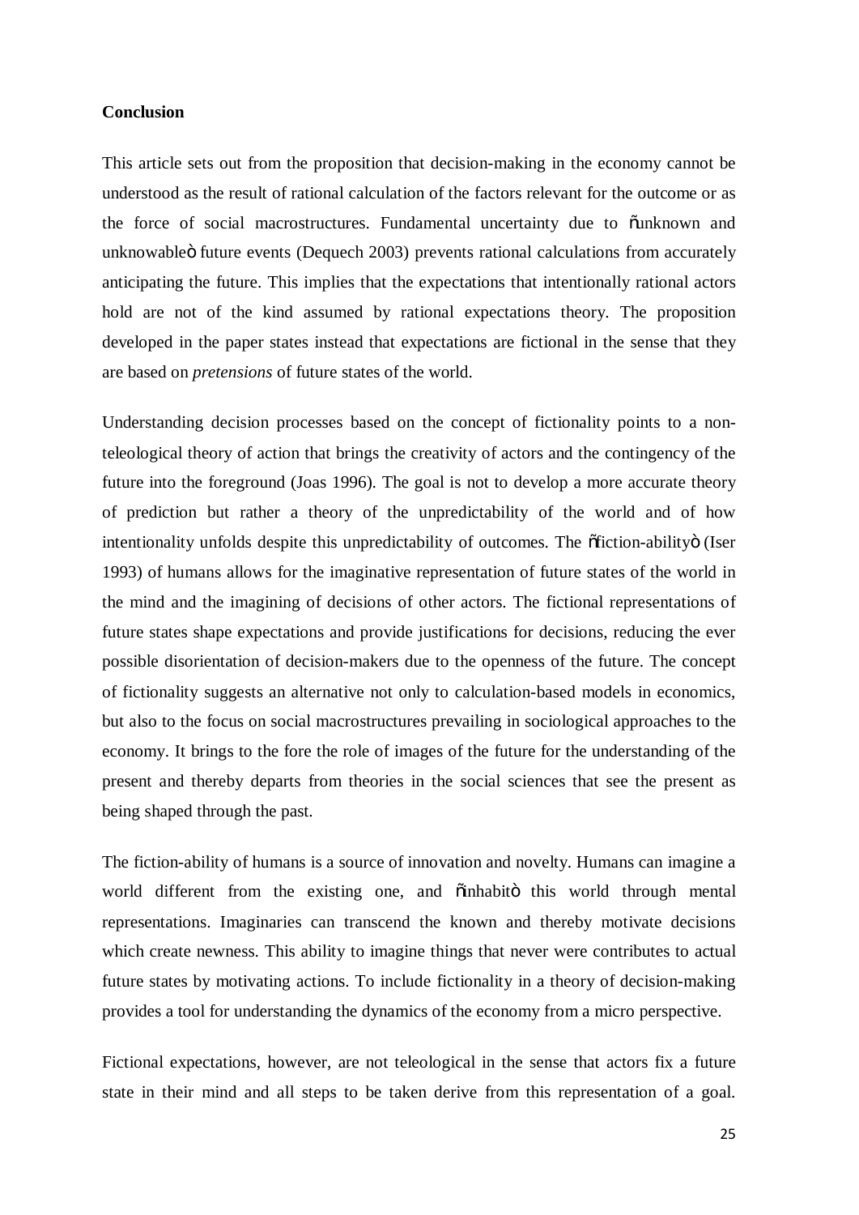**Conclusion**

This article sets out from the proposition that decision-making in the economy cannot be understood as the result of rational calculation of the factors relevant for the outcome or as the force of social macrostructures. Fundamental uncertainty due to "unknown and unknowable" future events (Dequech 2003) prevents rational calculations from accurately anticipating the future. This implies that the expectations that intentionally rational actors hold are not of the kind assumed by rational expectations theory. The proposition developed in the paper states instead that expectations are fictional in the sense that they are based on *pretensions* of future states of the world.

Understanding decision processes based on the concept of fictionality points to a non-teleological theory of action that brings the creativity of actors and the contingency of the future into the foreground (Joas 1996). The goal is not to develop a more accurate theory of prediction but rather a theory of the unpredictability of the world and of how intentionality unfolds despite this unpredictability of outcomes. The "fiction-ability" (Iser 1993) of humans allows for the imaginative representation of future states of the world in the mind and the imagining of decisions of other actors. The fictional representations of future states shape expectations and provide justifications for decisions, reducing the ever possible disorientation of decision-makers due to the openness of the future. The concept of fictionality suggests an alternative not only to calculation-based models in economics, but also to the focus on social macrostructures prevailing in sociological approaches to the economy. It brings to the fore the role of images of the future for the understanding of the present and thereby departs from theories in the social sciences that see the present as being shaped through the past.

The fiction-ability of humans is a source of innovation and novelty. Humans can imagine a world different from the existing one, and "inhabit" this world through mental representations. Imaginaries can transcend the known and thereby motivate decisions which create newness. This ability to imagine things that never were contributes to actual future states by motivating actions. To include fictionality in a theory of decision-making provides a tool for understanding the dynamics of the economy from a micro perspective.

Fictional expectations, however, are not teleological in the sense that actors fix a future state in their mind and all steps to be taken derive from this representation of a goal.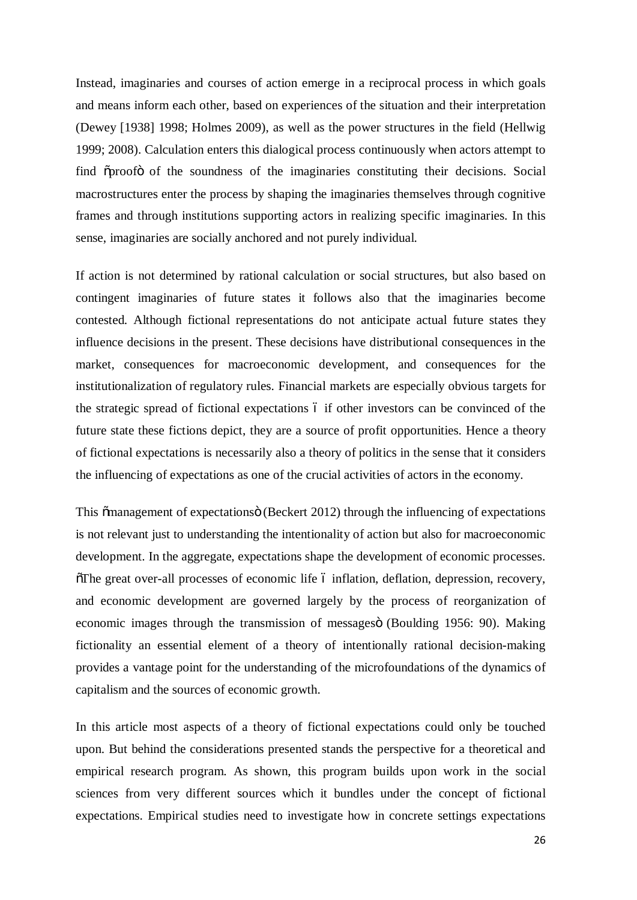Instead, imaginaries and courses of action emerge in a reciprocal process in which goals and means inform each other, based on experiences of the situation and their interpretation (Dewey [1938] 1998; Holmes 2009), as well as the power structures in the field (Hellwig 1999; 2008). Calculation enters this dialogical process continuously when actors attempt to find "proof" of the soundness of the imaginaries constituting their decisions. Social macrostructures enter the process by shaping the imaginaries themselves through cognitive frames and through institutions supporting actors in realizing specific imaginaries. In this sense, imaginaries are socially anchored and not purely individual.

If action is not determined by rational calculation or social structures, but also based on contingent imaginaries of future states it follows also that the imaginaries become contested. Although fictional representations do not anticipate actual future states they influence decisions in the present. These decisions have distributional consequences in the market, consequences for macroeconomic development, and consequences for the institutionalization of regulatory rules. Financial markets are especially obvious targets for the strategic spread of fictional expectations – if other investors can be convinced of the future state these fictions depict, they are a source of profit opportunities. Hence a theory of fictional expectations is necessarily also a theory of politics in the sense that it considers the influencing of expectations as one of the crucial activities of actors in the economy.

This "management of expectations" (Beckert 2012) through the influencing of expectations is not relevant just to understanding the intentionality of action but also for macroeconomic development. In the aggregate, expectations shape the development of economic processes. "The great over-all processes of economic life – inflation, deflation, depression, recovery, and economic development are governed largely by the process of reorganization of economic images through the transmission of messages" (Boulding 1956: 90). Making fictionality an essential element of a theory of intentionally rational decision-making provides a vantage point for the understanding of the microfoundations of the dynamics of capitalism and the sources of economic growth.

In this article most aspects of a theory of fictional expectations could only be touched upon. But behind the considerations presented stands the perspective for a theoretical and empirical research program. As shown, this program builds upon work in the social sciences from very different sources which it bundles under the concept of fictional expectations. Empirical studies need to investigate how in concrete settings expectations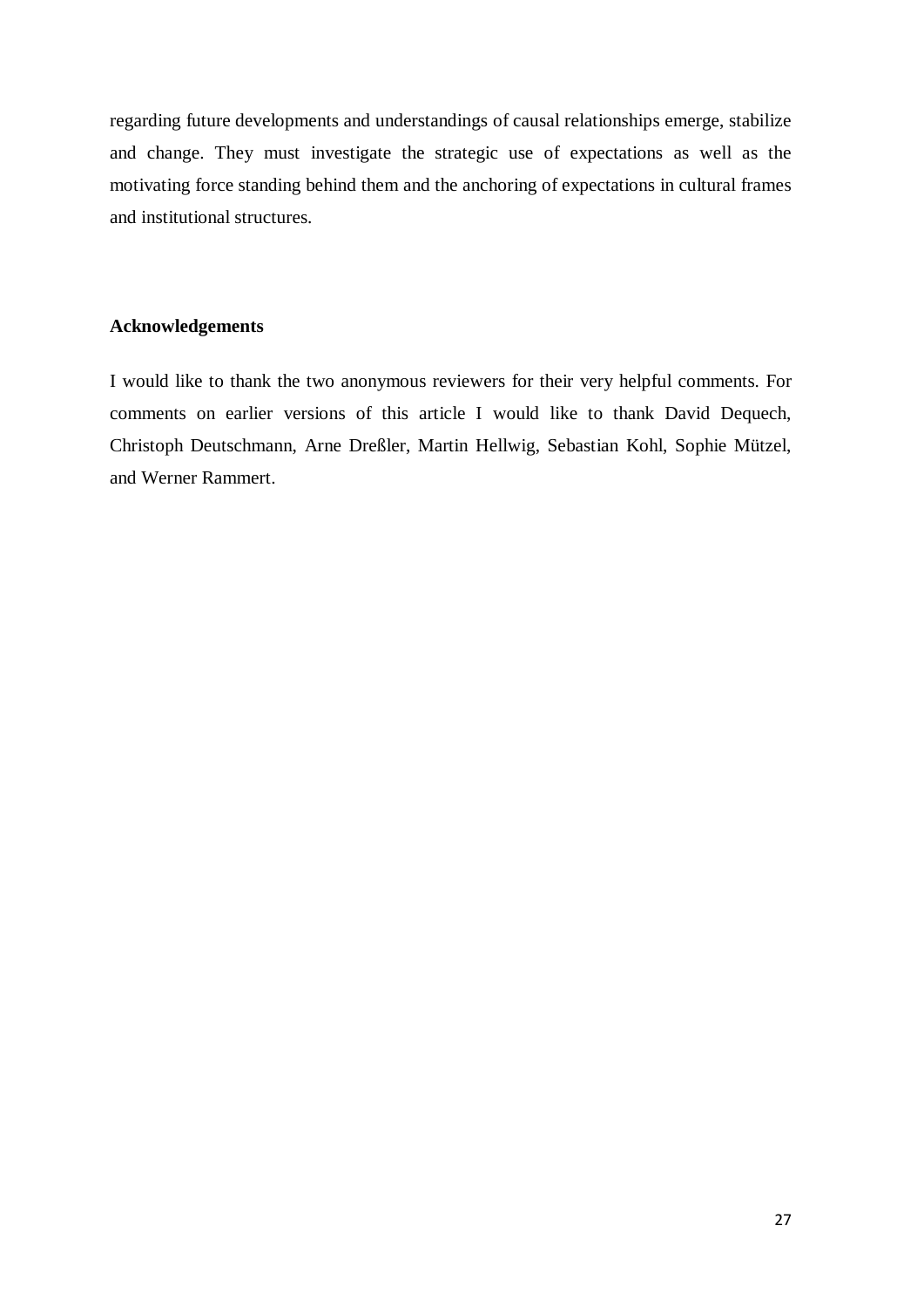regarding future developments and understandings of causal relationships emerge, stabilize and change. They must investigate the strategic use of expectations as well as the motivating force standing behind them and the anchoring of expectations in cultural frames and institutional structures.

## Acknowledgements

I would like to thank the two anonymous reviewers for their very helpful comments. For comments on earlier versions of this article I would like to thank David Dequech, Christoph Deutschmann, Arne Dreßler, Martin Hellwig, Sebastian Kohl, Sophie Mützel, and Werner Rammert.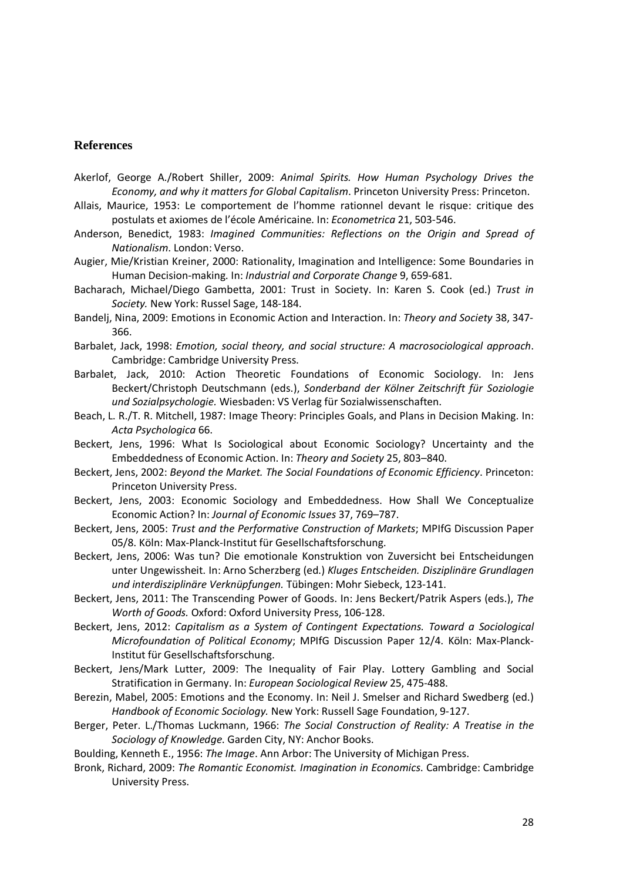## References

Akerlof, George A./Robert Shiller, 2009: *Animal Spirits. How Human Psychology Drives the Economy, and why it matters for Global Capitalism*. Princeton University Press: Princeton.

Allais, Maurice, 1953: Le comportement de l'homme rationnel devant le risque: critique des postulats et axiomes de l'école Américaine. In: *Econometrica* 21, 503-546.

Anderson, Benedict, 1983: *Imagined Communities: Reflections on the Origin and Spread of Nationalism*. London: Verso.

Augier, Mie/Kristian Kreiner, 2000: Rationality, Imagination and Intelligence: Some Boundaries in Human Decision-making. In: *Industrial and Corporate Change* 9, 659-681.

Bacharach, Michael/Diego Gambetta, 2001: Trust in Society. In: Karen S. Cook (ed.) *Trust in Society.* New York: Russel Sage, 148-184.

Bandelj, Nina, 2009: Emotions in Economic Action and Interaction. In: *Theory and Society* 38, 347-366.

Barbalet, Jack, 1998: *Emotion, social theory, and social structure: A macrosociological approach*. Cambridge: Cambridge University Press.

Barbalet, Jack, 2010: Action Theoretic Foundations of Economic Sociology. In: Jens Beckert/Christoph Deutschmann (eds.), *Sonderband der Kölner Zeitschrift für Soziologie und Sozialpsychologie.* Wiesbaden: VS Verlag für Sozialwissenschaften.

Beach, L. R./T. R. Mitchell, 1987: Image Theory: Principles Goals, and Plans in Decision Making. In: *Acta Psychologica* 66.

Beckert, Jens, 1996: What Is Sociological about Economic Sociology? Uncertainty and the Embeddedness of Economic Action. In: *Theory and Society* 25, 803–840.

Beckert, Jens, 2002: *Beyond the Market. The Social Foundations of Economic Efficiency*. Princeton: Princeton University Press.

Beckert, Jens, 2003: Economic Sociology and Embeddedness. How Shall We Conceptualize Economic Action? In: *Journal of Economic Issues* 37, 769–787.

Beckert, Jens, 2005: *Trust and the Performative Construction of Markets*; MPIfG Discussion Paper 05/8. Köln: Max-Planck-Institut für Gesellschaftsforschung.

Beckert, Jens, 2006: Was tun? Die emotionale Konstruktion von Zuversicht bei Entscheidungen unter Ungewissheit. In: Arno Scherzberg (ed.) *Kluges Entscheiden. Disziplinäre Grundlagen und interdisziplinäre Verknüpfungen.* Tübingen: Mohr Siebeck, 123-141.

Beckert, Jens, 2011: The Transcending Power of Goods. In: Jens Beckert/Patrik Aspers (eds.), *The Worth of Goods.* Oxford: Oxford University Press, 106-128.

Beckert, Jens, 2012: *Capitalism as a System of Contingent Expectations. Toward a Sociological Microfoundation of Political Economy*; MPIfG Discussion Paper 12/4. Köln: Max-Planck-Institut für Gesellschaftsforschung.

Beckert, Jens/Mark Lutter, 2009: The Inequality of Fair Play. Lottery Gambling and Social Stratification in Germany. In: *European Sociological Review* 25, 475-488.

Berezin, Mabel, 2005: Emotions and the Economy. In: Neil J. Smelser and Richard Swedberg (ed.) *Handbook of Economic Sociology.* New York: Russell Sage Foundation, 9-127.

Berger, Peter. L./Thomas Luckmann, 1966: *The Social Construction of Reality: A Treatise in the Sociology of Knowledge.* Garden City, NY: Anchor Books.

Boulding, Kenneth E., 1956: *The Image*. Ann Arbor: The University of Michigan Press.

Bronk, Richard, 2009: *The Romantic Economist. Imagination in Economics.* Cambridge: Cambridge University Press.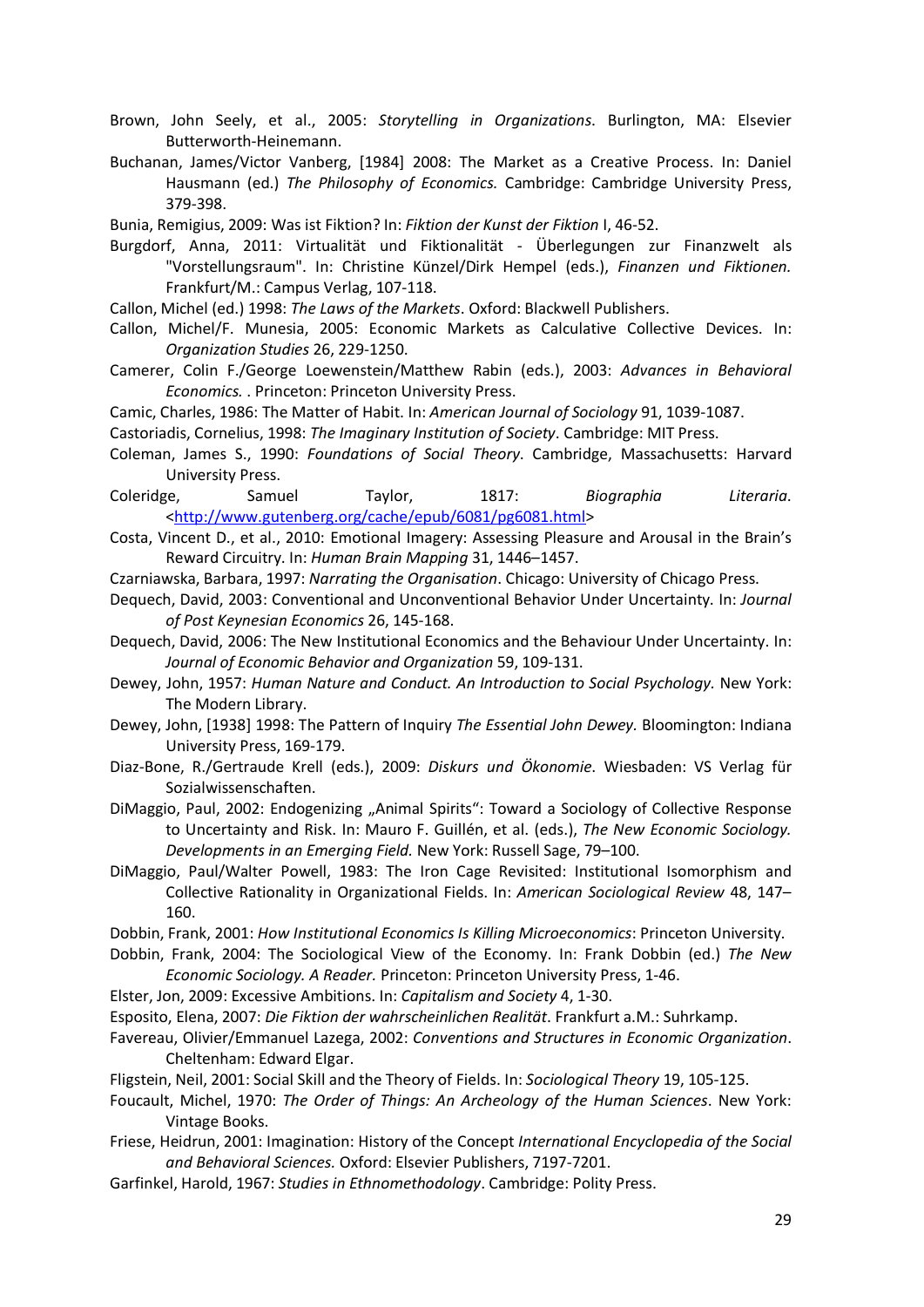Brown, John Seely, et al., 2005: *Storytelling in Organizations*. Burlington, MA: Elsevier Butterworth-Heinemann.

Buchanan, James/Victor Vanberg, [1984] 2008: The Market as a Creative Process. In: Daniel Hausmann (ed.) *The Philosophy of Economics.* Cambridge: Cambridge University Press, 379-398.

Bunia, Remigius, 2009: Was ist Fiktion? In: *Fiktion der Kunst der Fiktion* I, 46-52.

Burgdorf, Anna, 2011: Virtualität und Fiktionalität - Überlegungen zur Finanzwelt als "Vorstellungsraum". In: Christine Künzel/Dirk Hempel (eds.), *Finanzen und Fiktionen.* Frankfurt/M.: Campus Verlag, 107-118.

Callon, Michel (ed.) 1998: *The Laws of the Markets*. Oxford: Blackwell Publishers.

Callon, Michel/F. Munesia, 2005: Economic Markets as Calculative Collective Devices. In: *Organization Studies* 26, 229-1250.

Camerer, Colin F./George Loewenstein/Matthew Rabin (eds.), 2003: *Advances in Behavioral Economics.* . Princeton: Princeton University Press.

Camic, Charles, 1986: The Matter of Habit. In: *American Journal of Sociology* 91, 1039-1087.

Castoriadis, Cornelius, 1998: *The Imaginary Institution of Society*. Cambridge: MIT Press.

Coleman, James S., 1990: *Foundations of Social Theory*. Cambridge, Massachusetts: Harvard University Press.

Coleridge, Samuel Taylor, 1817: *Biographia Literaria*. <http://www.gutenberg.org/cache/epub/6081/pg6081.html>

Costa, Vincent D., et al., 2010: Emotional Imagery: Assessing Pleasure and Arousal in the Brain's Reward Circuitry. In: *Human Brain Mapping* 31, 1446–1457.

Czarniawska, Barbara, 1997: *Narrating the Organisation*. Chicago: University of Chicago Press.

Dequech, David, 2003: Conventional and Unconventional Behavior Under Uncertainty. In: *Journal of Post Keynesian Economics* 26, 145-168.

Dequech, David, 2006: The New Institutional Economics and the Behaviour Under Uncertainty. In: *Journal of Economic Behavior and Organization* 59, 109-131.

Dewey, John, 1957: *Human Nature and Conduct. An Introduction to Social Psychology.* New York: The Modern Library.

Dewey, John, [1938] 1998: The Pattern of Inquiry *The Essential John Dewey.* Bloomington: Indiana University Press, 169-179.

Diaz-Bone, R./Gertraude Krell (eds.), 2009: *Diskurs und Ökonomie*. Wiesbaden: VS Verlag für Sozialwissenschaften.

DiMaggio, Paul, 2002: Endogenizing „Animal Spirits": Toward a Sociology of Collective Response to Uncertainty and Risk. In: Mauro F. Guillén, et al. (eds.), *The New Economic Sociology. Developments in an Emerging Field.* New York: Russell Sage, 79–100.

DiMaggio, Paul/Walter Powell, 1983: The Iron Cage Revisited: Institutional Isomorphism and Collective Rationality in Organizational Fields. In: *American Sociological Review* 48, 147–160.

Dobbin, Frank, 2001: *How Institutional Economics Is Killing Microeconomics*: Princeton University.

Dobbin, Frank, 2004: The Sociological View of the Economy. In: Frank Dobbin (ed.) *The New Economic Sociology. A Reader.* Princeton: Princeton University Press, 1-46.

Elster, Jon, 2009: Excessive Ambitions. In: *Capitalism and Society* 4, 1-30.

Esposito, Elena, 2007: *Die Fiktion der wahrscheinlichen Realität*. Frankfurt a.M.: Suhrkamp.

Favereau, Olivier/Emmanuel Lazega, 2002: *Conventions and Structures in Economic Organization*. Cheltenham: Edward Elgar.

Fligstein, Neil, 2001: Social Skill and the Theory of Fields. In: *Sociological Theory* 19, 105-125.

Foucault, Michel, 1970: *The Order of Things: An Archeology of the Human Sciences*. New York: Vintage Books.

Friese, Heidrun, 2001: Imagination: History of the Concept *International Encyclopedia of the Social and Behavioral Sciences.* Oxford: Elsevier Publishers, 7197-7201.

Garfinkel, Harold, 1967: *Studies in Ethnomethodology*. Cambridge: Polity Press.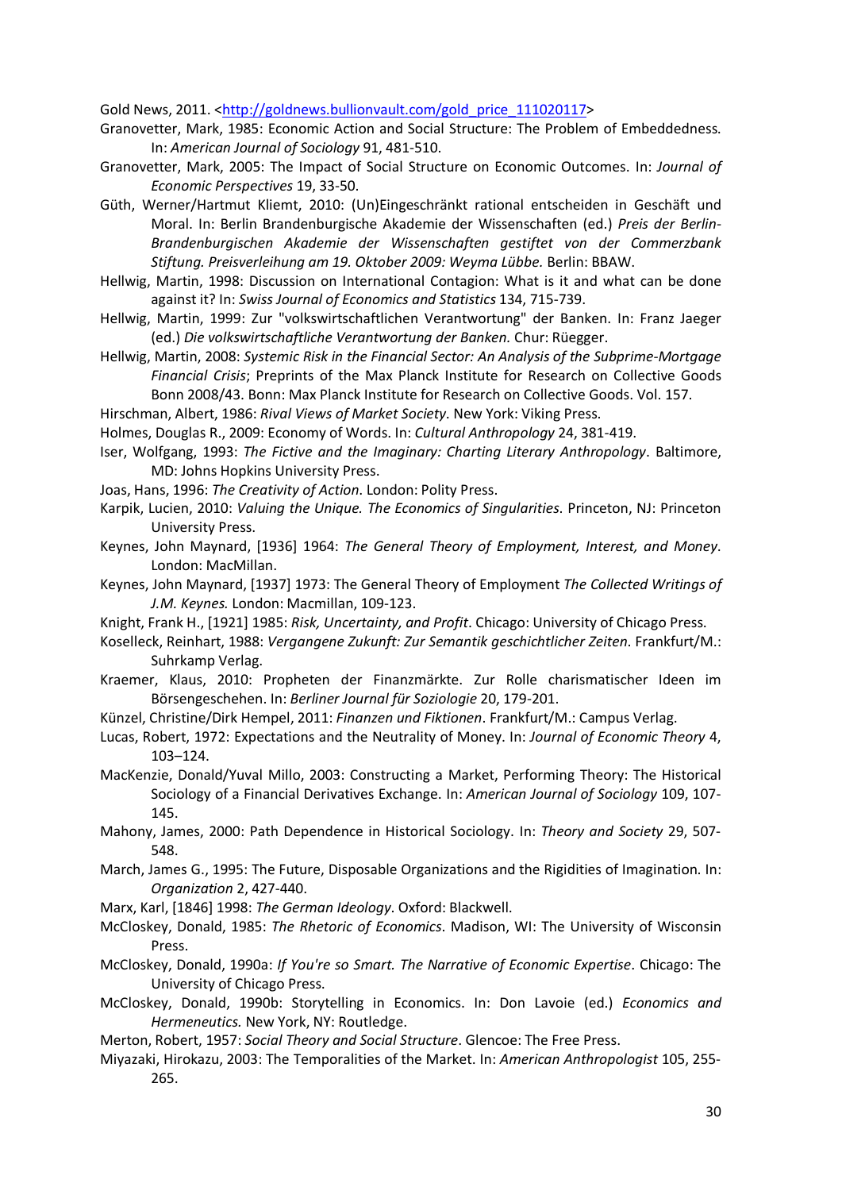Gold News, 2011. <http://goldnews.bullionvault.com/gold_price_111020117>

Granovetter, Mark, 1985: Economic Action and Social Structure: The Problem of Embeddedness. In: *American Journal of Sociology* 91, 481-510.

Granovetter, Mark, 2005: The Impact of Social Structure on Economic Outcomes. In: *Journal of Economic Perspectives* 19, 33-50.

Güth, Werner/Hartmut Kliemt, 2010: (Un)Eingeschränkt rational entscheiden in Geschäft und Moral. In: Berlin Brandenburgische Akademie der Wissenschaften (ed.) *Preis der Berlin-Brandenburgischen Akademie der Wissenschaften gestiftet von der Commerzbank Stiftung. Preisverleihung am 19. Oktober 2009: Weyma Lübbe.* Berlin: BBAW.

Hellwig, Martin, 1998: Discussion on International Contagion: What is it and what can be done against it? In: *Swiss Journal of Economics and Statistics* 134, 715-739.

Hellwig, Martin, 1999: Zur "volkswirtschaftlichen Verantwortung" der Banken. In: Franz Jaeger (ed.) *Die volkswirtschaftliche Verantwortung der Banken.* Chur: Rüegger.

Hellwig, Martin, 2008: *Systemic Risk in the Financial Sector: An Analysis of the Subprime-Mortgage Financial Crisis*; Preprints of the Max Planck Institute for Research on Collective Goods Bonn 2008/43. Bonn: Max Planck Institute for Research on Collective Goods. Vol. 157.

Hirschman, Albert, 1986: *Rival Views of Market Society*. New York: Viking Press.

Holmes, Douglas R., 2009: Economy of Words. In: *Cultural Anthropology* 24, 381-419.

Iser, Wolfgang, 1993: *The Fictive and the Imaginary: Charting Literary Anthropology*. Baltimore, MD: Johns Hopkins University Press.

Joas, Hans, 1996: *The Creativity of Action*. London: Polity Press.

Karpik, Lucien, 2010: *Valuing the Unique. The Economics of Singularities*. Princeton, NJ: Princeton University Press.

Keynes, John Maynard, [1936] 1964: *The General Theory of Employment, Interest, and Money*. London: MacMillan.

Keynes, John Maynard, [1937] 1973: The General Theory of Employment *The Collected Writings of J.M. Keynes.* London: Macmillan, 109-123.

Knight, Frank H., [1921] 1985: *Risk, Uncertainty, and Profit*. Chicago: University of Chicago Press.

Koselleck, Reinhart, 1988: *Vergangene Zukunft: Zur Semantik geschichtlicher Zeiten*. Frankfurt/M.: Suhrkamp Verlag.

Kraemer, Klaus, 2010: Propheten der Finanzmärkte. Zur Rolle charismatischer Ideen im Börsengeschehen. In: *Berliner Journal für Soziologie* 20, 179-201.

Künzel, Christine/Dirk Hempel, 2011: *Finanzen und Fiktionen*. Frankfurt/M.: Campus Verlag.

Lucas, Robert, 1972: Expectations and the Neutrality of Money. In: *Journal of Economic Theory* 4, 103–124.

MacKenzie, Donald/Yuval Millo, 2003: Constructing a Market, Performing Theory: The Historical Sociology of a Financial Derivatives Exchange. In: *American Journal of Sociology* 109, 107-145.

Mahony, James, 2000: Path Dependence in Historical Sociology. In: *Theory and Society* 29, 507-548.

March, James G., 1995: The Future, Disposable Organizations and the Rigidities of Imagination. In: *Organization* 2, 427-440.

Marx, Karl, [1846] 1998: *The German Ideology*. Oxford: Blackwell.

McCloskey, Donald, 1985: *The Rhetoric of Economics*. Madison, WI: The University of Wisconsin Press.

McCloskey, Donald, 1990a: *If You're so Smart. The Narrative of Economic Expertise*. Chicago: The University of Chicago Press.

McCloskey, Donald, 1990b: Storytelling in Economics. In: Don Lavoie (ed.) *Economics and Hermeneutics.* New York, NY: Routledge.

Merton, Robert, 1957: *Social Theory and Social Structure*. Glencoe: The Free Press.

Miyazaki, Hirokazu, 2003: The Temporalities of the Market. In: *American Anthropologist* 105, 255-265.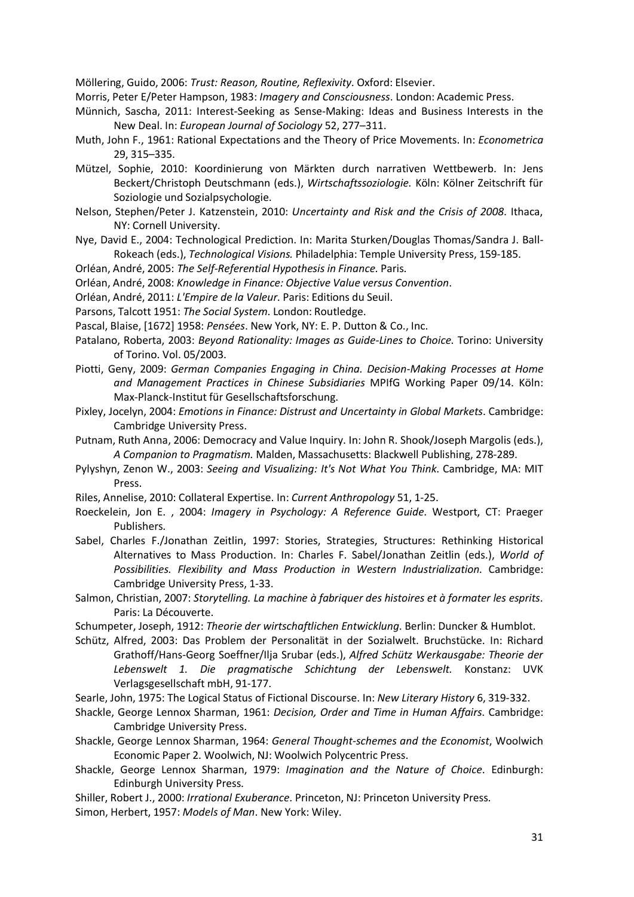Möllering, Guido, 2006: *Trust: Reason, Routine, Reflexivity*. Oxford: Elsevier.

Morris, Peter E/Peter Hampson, 1983: *Imagery and Consciousness*. London: Academic Press.

Münnich, Sascha, 2011: Interest-Seeking as Sense-Making: Ideas and Business Interests in the New Deal. In: *European Journal of Sociology* 52, 277–311.

Muth, John F., 1961: Rational Expectations and the Theory of Price Movements. In: *Econometrica* 29, 315–335.

Mützel, Sophie, 2010: Koordinierung von Märkten durch narrativen Wettbewerb. In: Jens Beckert/Christoph Deutschmann (eds.), *Wirtschaftssoziologie.* Köln: Kölner Zeitschrift für Soziologie und Sozialpsychologie.

Nelson, Stephen/Peter J. Katzenstein, 2010: *Uncertainty and Risk and the Crisis of 2008*. Ithaca, NY: Cornell University.

Nye, David E., 2004: Technological Prediction. In: Marita Sturken/Douglas Thomas/Sandra J. Ball-Rokeach (eds.), *Technological Visions.* Philadelphia: Temple University Press, 159-185.

Orléan, André, 2005: *The Self-Referential Hypothesis in Finance.* Paris.

Orléan, André, 2008: *Knowledge in Finance: Objective Value versus Convention*.

Orléan, André, 2011: *L'Empire de la Valeur.* Paris: Editions du Seuil.

Parsons, Talcott 1951: *The Social System*. London: Routledge.

Pascal, Blaise, [1672] 1958: *Pensées*. New York, NY: E. P. Dutton & Co., Inc.

Patalano, Roberta, 2003: *Beyond Rationality: Images as Guide-Lines to Choice.* Torino: University of Torino. Vol. 05/2003.

Piotti, Geny, 2009: *German Companies Engaging in China. Decision-Making Processes at Home and Management Practices in Chinese Subsidiaries* MPIfG Working Paper 09/14. Köln: Max-Planck-Institut für Gesellschaftsforschung.

Pixley, Jocelyn, 2004: *Emotions in Finance: Distrust and Uncertainty in Global Markets*. Cambridge: Cambridge University Press.

Putnam, Ruth Anna, 2006: Democracy and Value Inquiry. In: John R. Shook/Joseph Margolis (eds.), *A Companion to Pragmatism.* Malden, Massachusetts: Blackwell Publishing, 278-289.

Pylyshyn, Zenon W., 2003: *Seeing and Visualizing: It's Not What You Think*. Cambridge, MA: MIT Press.

Riles, Annelise, 2010: Collateral Expertise. In: *Current Anthropology* 51, 1-25.

Roeckelein, Jon E. , 2004: *Imagery in Psychology: A Reference Guide*. Westport, CT: Praeger Publishers.

Sabel, Charles F./Jonathan Zeitlin, 1997: Stories, Strategies, Structures: Rethinking Historical Alternatives to Mass Production. In: Charles F. Sabel/Jonathan Zeitlin (eds.), *World of Possibilities. Flexibility and Mass Production in Western Industrialization.* Cambridge: Cambridge University Press, 1-33.

Salmon, Christian, 2007: *Storytelling. La machine à fabriquer des histoires et à formater les esprits*. Paris: La Découverte.

Schumpeter, Joseph, 1912: *Theorie der wirtschaftlichen Entwicklung*. Berlin: Duncker & Humblot.

Schütz, Alfred, 2003: Das Problem der Personalität in der Sozialwelt. Bruchstücke. In: Richard Grathoff/Hans-Georg Soeffner/Ilja Srubar (eds.), *Alfred Schütz Werkausgabe: Theorie der Lebenswelt 1. Die pragmatische Schichtung der Lebenswelt.* Konstanz: UVK Verlagsgesellschaft mbH, 91-177.

Searle, John, 1975: The Logical Status of Fictional Discourse. In: *New Literary History* 6, 319-332.

Shackle, George Lennox Sharman, 1961: *Decision, Order and Time in Human Affairs*. Cambridge: Cambridge University Press.

Shackle, George Lennox Sharman, 1964: *General Thought-schemes and the Economist*, Woolwich Economic Paper 2. Woolwich, NJ: Woolwich Polycentric Press.

Shackle, George Lennox Sharman, 1979: *Imagination and the Nature of Choice*. Edinburgh: Edinburgh University Press.

Shiller, Robert J., 2000: *Irrational Exuberance*. Princeton, NJ: Princeton University Press.

Simon, Herbert, 1957: *Models of Man*. New York: Wiley.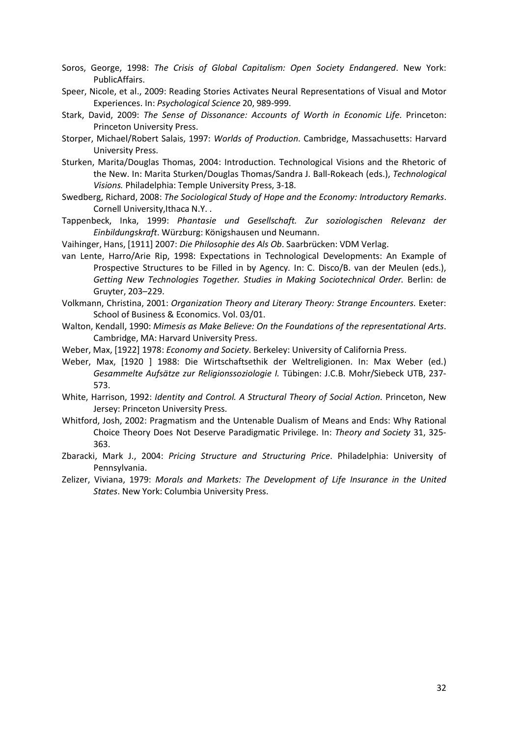Soros, George, 1998: *The Crisis of Global Capitalism: Open Society Endangered*. New York: PublicAffairs.

Speer, Nicole, et al., 2009: Reading Stories Activates Neural Representations of Visual and Motor Experiences. In: *Psychological Science* 20, 989-999.

Stark, David, 2009: *The Sense of Dissonance: Accounts of Worth in Economic Life*. Princeton: Princeton University Press.

Storper, Michael/Robert Salais, 1997: *Worlds of Production*. Cambridge, Massachusetts: Harvard University Press.

Sturken, Marita/Douglas Thomas, 2004: Introduction. Technological Visions and the Rhetoric of the New. In: Marita Sturken/Douglas Thomas/Sandra J. Ball-Rokeach (eds.), *Technological Visions.* Philadelphia: Temple University Press, 3-18.

Swedberg, Richard, 2008: *The Sociological Study of Hope and the Economy: Introductory Remarks*. Cornell University,Ithaca N.Y. .

Tappenbeck, Inka, 1999: *Phantasie und Gesellschaft. Zur soziologischen Relevanz der Einbildungskraft*. Würzburg: Königshausen und Neumann.

Vaihinger, Hans, [1911] 2007: *Die Philosophie des Als Ob*. Saarbrücken: VDM Verlag.

van Lente, Harro/Arie Rip, 1998: Expectations in Technological Developments: An Example of Prospective Structures to be Filled in by Agency. In: C. Disco/B. van der Meulen (eds.), *Getting New Technologies Together. Studies in Making Sociotechnical Order.* Berlin: de Gruyter, 203–229.

Volkmann, Christina, 2001: *Organization Theory and Literary Theory: Strange Encounters*. Exeter: School of Business & Economics. Vol. 03/01.

Walton, Kendall, 1990: *Mimesis as Make Believe: On the Foundations of the representational Arts*. Cambridge, MA: Harvard University Press.

Weber, Max, [1922] 1978: *Economy and Society*. Berkeley: University of California Press.

Weber, Max, [1920 ] 1988: Die Wirtschaftsethik der Weltreligionen. In: Max Weber (ed.) *Gesammelte Aufsätze zur Religionssoziologie I.* Tübingen: J.C.B. Mohr/Siebeck UTB, 237-573.

White, Harrison, 1992: *Identity and Control. A Structural Theory of Social Action*. Princeton, New Jersey: Princeton University Press.

Whitford, Josh, 2002: Pragmatism and the Untenable Dualism of Means and Ends: Why Rational Choice Theory Does Not Deserve Paradigmatic Privilege. In: *Theory and Society* 31, 325-363.

Zbaracki, Mark J., 2004: *Pricing Structure and Structuring Price*. Philadelphia: University of Pennsylvania.

Zelizer, Viviana, 1979: *Morals and Markets: The Development of Life Insurance in the United States*. New York: Columbia University Press.